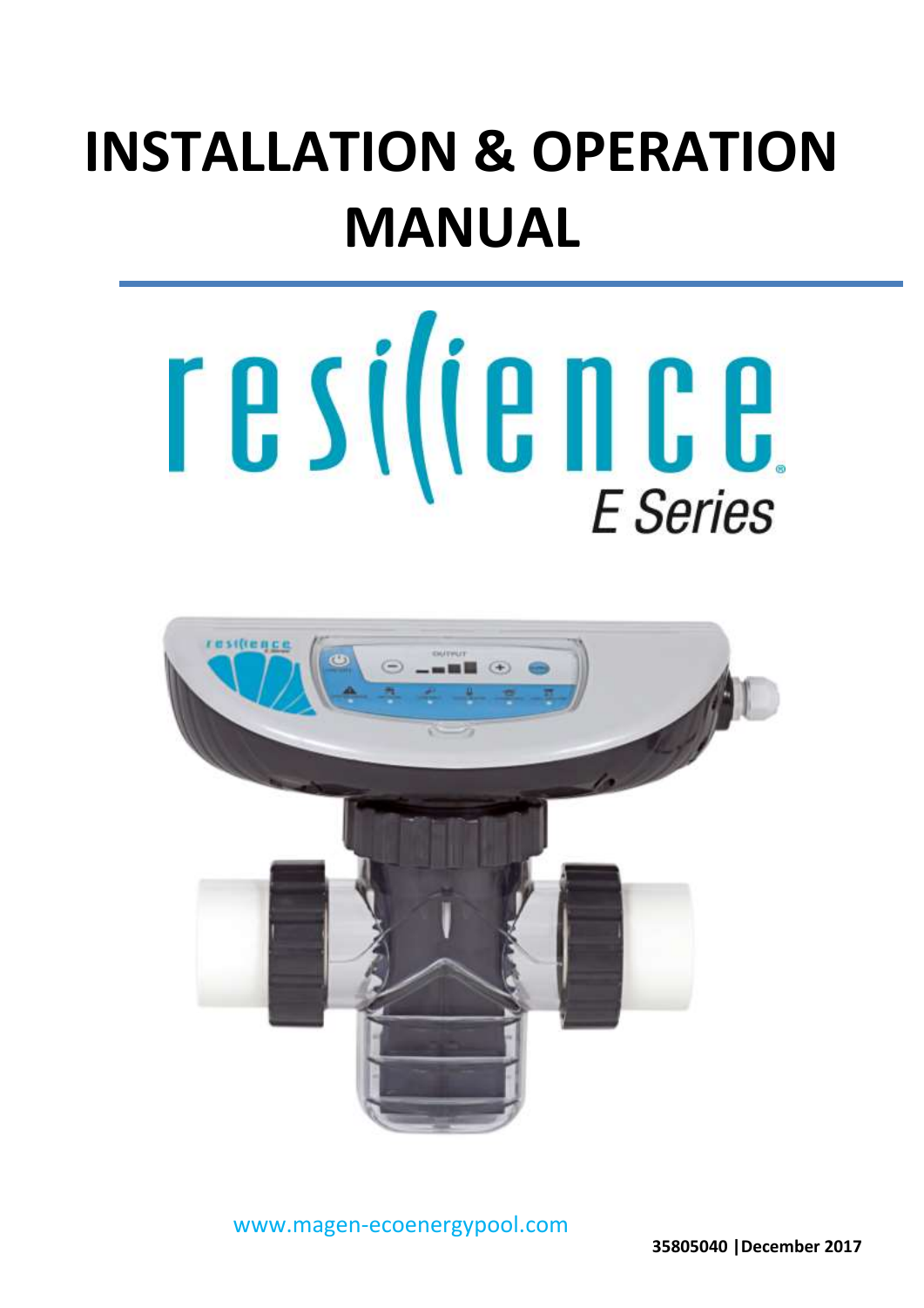# INSTALLATION & OPERATION MANUAL

resilience

E Series

www.magen-ecoenergypool.com

35805040 | December 2017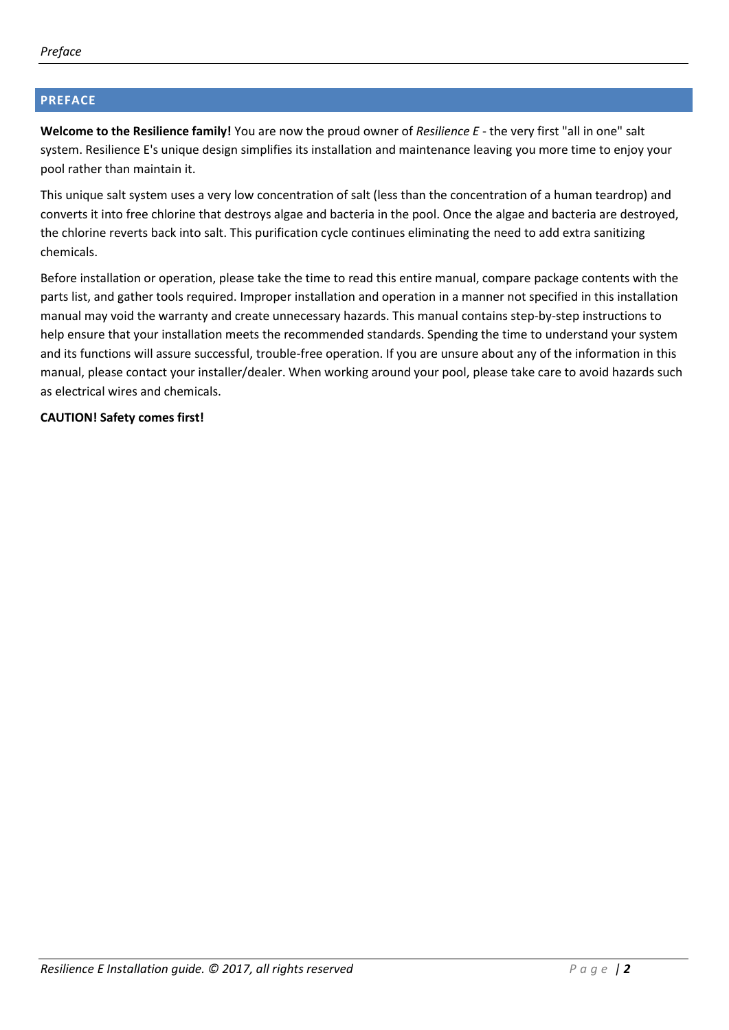## PREFACE

**Welcome to the Resilience family!** You are now the proud owner of *Resilience E* - the very first "all in one" salt system. Resilience E's unique design simplifies its installation and maintenance leaving you more time to enjoy your pool rather than maintain it.

This unique salt system uses a very low concentration of salt (less than the concentration of a human teardrop) and converts it into free chlorine that destroys algae and bacteria in the pool. Once the algae and bacteria are destroyed, the chlorine reverts back into salt. This purification cycle continues eliminating the need to add extra sanitizing chemicals.

Before installation or operation, please take the time to read this entire manual, compare package contents with the parts list, and gather tools required. Improper installation and operation in a manner not specified in this installation manual may void the warranty and create unnecessary hazards. This manual contains step-by-step instructions to help ensure that your installation meets the recommended standards. Spending the time to understand your system and its functions will assure successful, trouble-free operation. If you are unsure about any of the information in this manual, please contact your installer/dealer. When working around your pool, please take care to avoid hazards such as electrical wires and chemicals.

**CAUTION! Safety comes first!**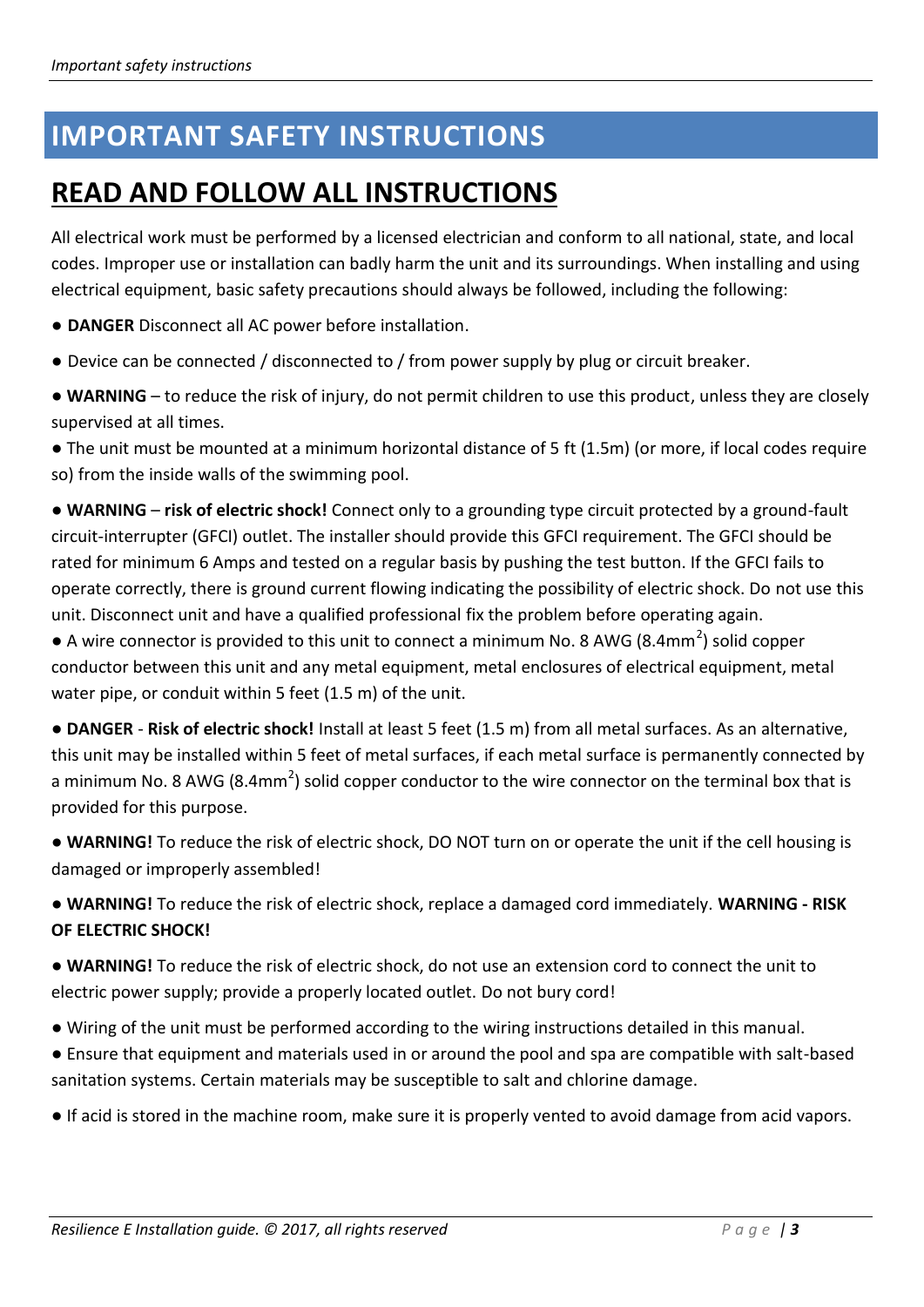# IMPORTANT SAFETY INSTRUCTIONS

## READ AND FOLLOW ALL INSTRUCTIONS

All electrical work must be performed by a licensed electrician and conform to all national, state, and local codes. Improper use or installation can badly harm the unit and its surroundings. When installing and using electrical equipment, basic safety precautions should always be followed, including the following:

- **DANGER** Disconnect all AC power before installation.
- Device can be connected / disconnected to / from power supply by plug or circuit breaker.
- **WARNING** – to reduce the risk of injury, do not permit children to use this product, unless they are closely supervised at all times.
- The unit must be mounted at a minimum horizontal distance of 5 ft (1.5m) (or more, if local codes require so) from the inside walls of the swimming pool.
- **WARNING** – **risk of electric shock!** Connect only to a grounding type circuit protected by a ground-fault circuit-interrupter (GFCI) outlet. The installer should provide this GFCI requirement. The GFCI should be rated for minimum 6 Amps and tested on a regular basis by pushing the test button. If the GFCI fails to operate correctly, there is ground current flowing indicating the possibility of electric shock. Do not use this unit. Disconnect unit and have a qualified professional fix the problem before operating again.
- A wire connector is provided to this unit to connect a minimum No. 8 AWG (8.4mm$^2$) solid copper conductor between this unit and any metal equipment, metal enclosures of electrical equipment, metal water pipe, or conduit within 5 feet (1.5 m) of the unit.
- **DANGER** - **Risk of electric shock!** Install at least 5 feet (1.5 m) from all metal surfaces. As an alternative, this unit may be installed within 5 feet of metal surfaces, if each metal surface is permanently connected by a minimum No. 8 AWG (8.4mm$^2$) solid copper conductor to the wire connector on the terminal box that is provided for this purpose.
- **WARNING!** To reduce the risk of electric shock, DO NOT turn on or operate the unit if the cell housing is damaged or improperly assembled!
- **WARNING!** To reduce the risk of electric shock, replace a damaged cord immediately. **WARNING - RISK OF ELECTRIC SHOCK!**
- **WARNING!** To reduce the risk of electric shock, do not use an extension cord to connect the unit to electric power supply; provide a properly located outlet. Do not bury cord!
- Wiring of the unit must be performed according to the wiring instructions detailed in this manual.
- Ensure that equipment and materials used in or around the pool and spa are compatible with salt-based sanitation systems. Certain materials may be susceptible to salt and chlorine damage.
- If acid is stored in the machine room, make sure it is properly vented to avoid damage from acid vapors.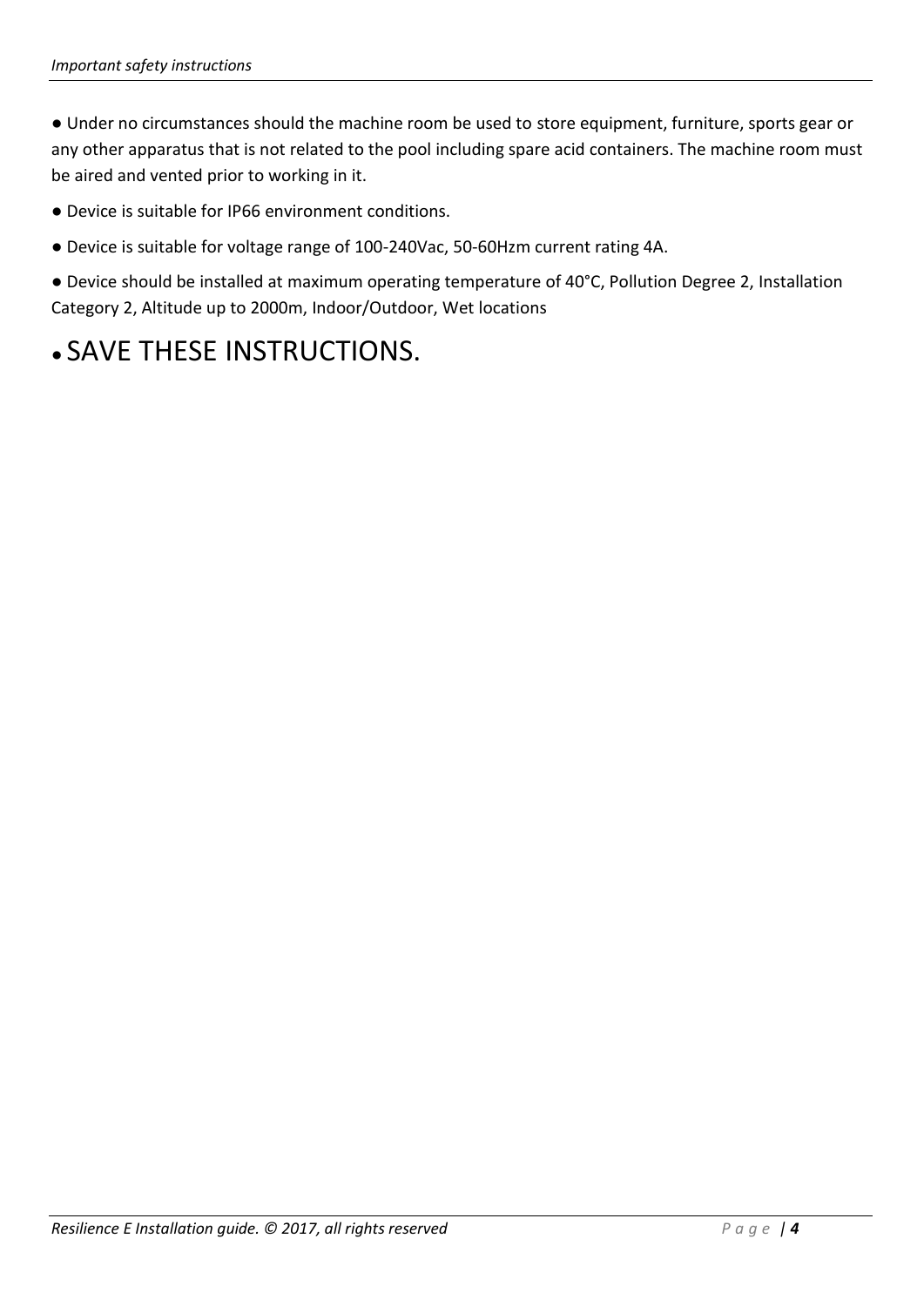- Under no circumstances should the machine room be used to store equipment, furniture, sports gear or any other apparatus that is not related to the pool including spare acid containers. The machine room must be aired and vented prior to working in it.
- Device is suitable for IP66 environment conditions.
- Device is suitable for voltage range of 100-240Vac, 50-60Hzm current rating 4A.
- Device should be installed at maximum operating temperature of 40°C, Pollution Degree 2, Installation Category 2, Altitude up to 2000m, Indoor/Outdoor, Wet locations

## • SAVE THESE INSTRUCTIONS.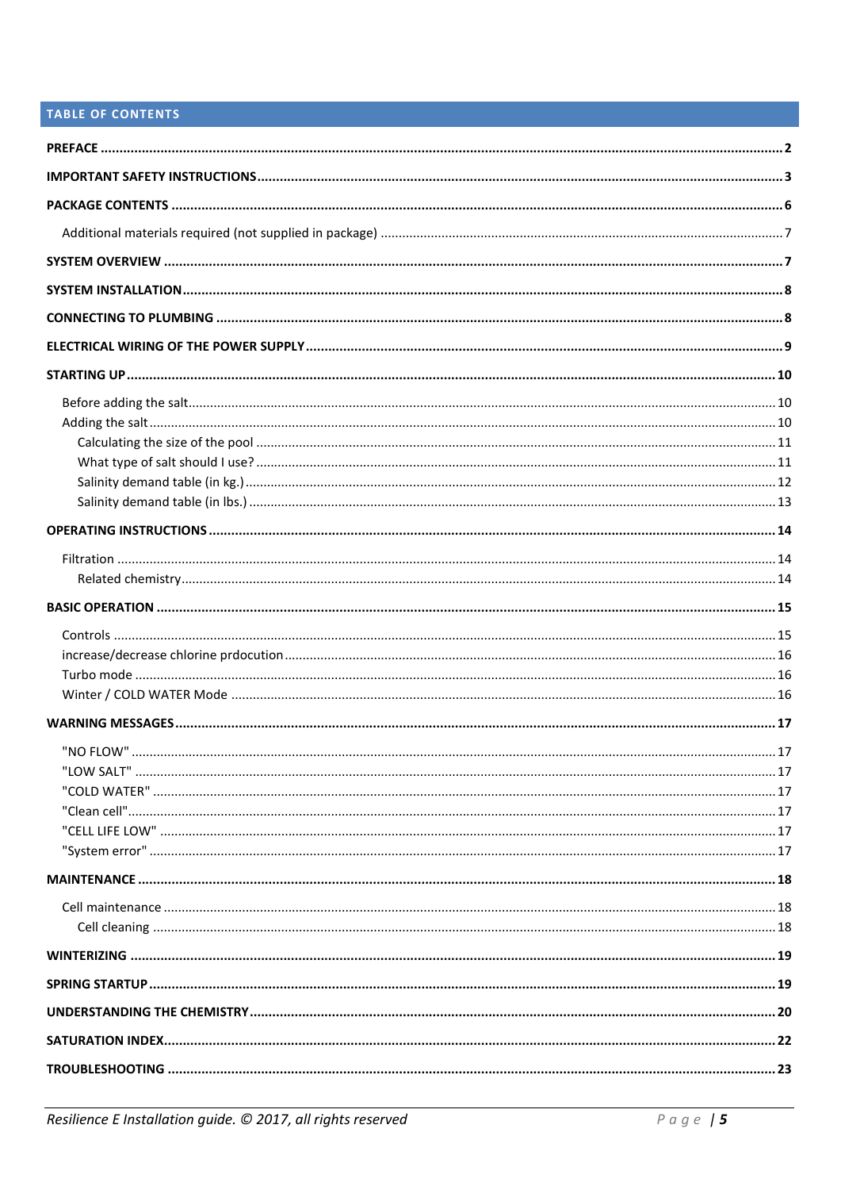## TABLE OF CONTENTS

**PREFACE** ..... **2**

**IMPORTANT SAFETY INSTRUCTIONS** ..... **3**

**PACKAGE CONTENTS** ..... **6**

- Additional materials required (not supplied in package) ..... 7

**SYSTEM OVERVIEW** ..... **7**

**SYSTEM INSTALLATION** ..... **8**

**CONNECTING TO PLUMBING** ..... **8**

**ELECTRICAL WIRING OF THE POWER SUPPLY** ..... **9**

**STARTING UP** ..... **10**

- Before adding the salt ..... 10
- Adding the salt ..... 10
  - Calculating the size of the pool ..... 11
  - What type of salt should I use? ..... 11
  - Salinity demand table (in kg.) ..... 12
  - Salinity demand table (in lbs.) ..... 13

**OPERATING INSTRUCTIONS** ..... **14**

- Filtration ..... 14
  - Related chemistry ..... 14

**BASIC OPERATION** ..... **15**

- Controls ..... 15
- increase/decrease chlorine prdocution ..... 16
- Turbo mode ..... 16
- Winter / COLD WATER Mode ..... 16

**WARNING MESSAGES** ..... **17**

- "NO FLOW" ..... 17
- "LOW SALT" ..... 17
- "COLD WATER" ..... 17
- "Clean cell" ..... 17
- "CELL LIFE LOW" ..... 17
- "System error" ..... 17

**MAINTENANCE** ..... **18**

- Cell maintenance ..... 18
  - Cell cleaning ..... 18

**WINTERIZING** ..... **19**

**SPRING STARTUP** ..... **19**

**UNDERSTANDING THE CHEMISTRY** ..... **20**

**SATURATION INDEX** ..... **22**

**TROUBLESHOOTING** ..... **23**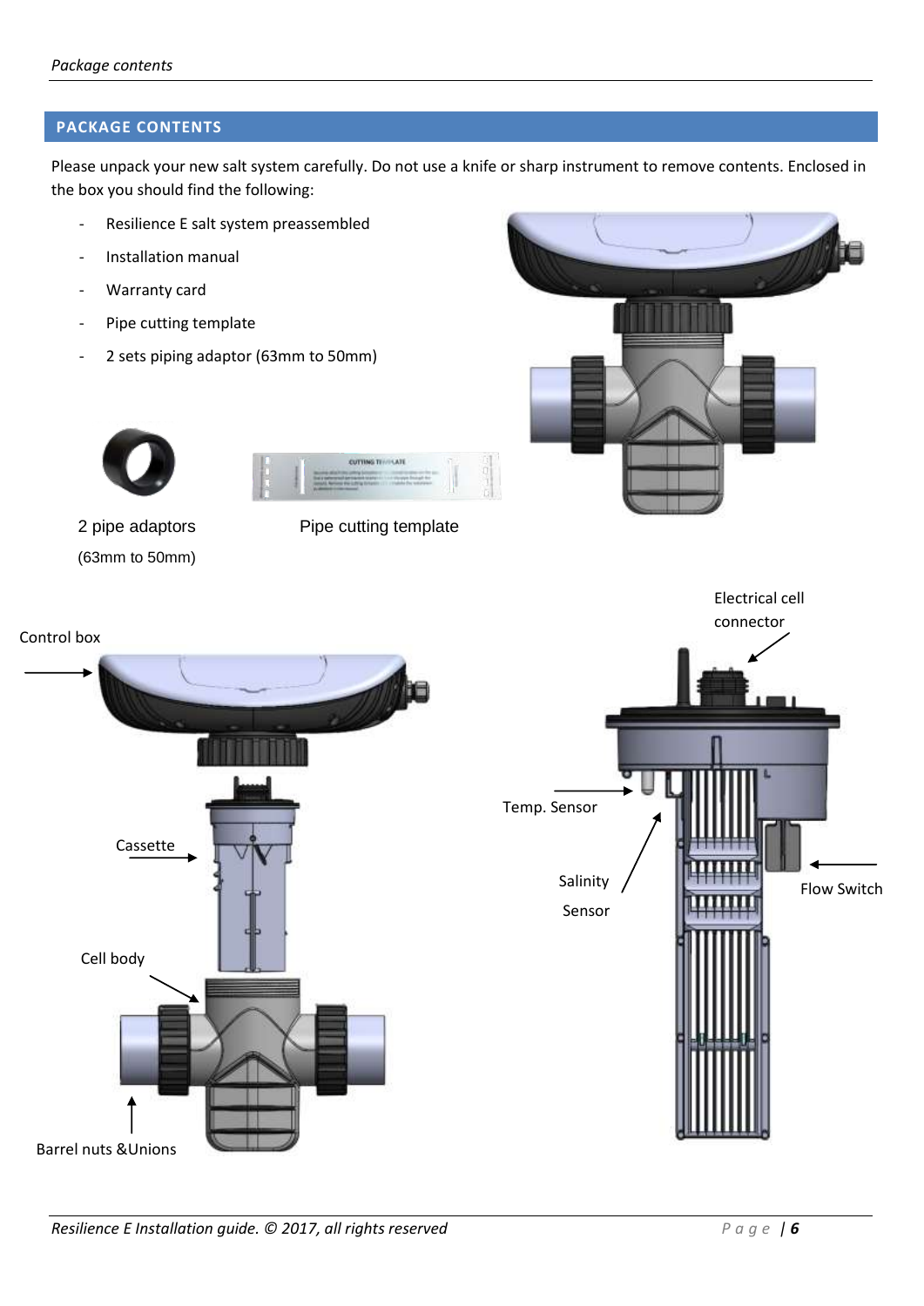## PACKAGE CONTENTS

Please unpack your new salt system carefully. Do not use a knife or sharp instrument to remove contents. Enclosed in the box you should find the following:

- Resilience E salt system preassembled
- Installation manual
- Warranty card
- Pipe cutting template
- 2 sets piping adaptor (63mm to 50mm)

2 pipe adaptors (63mm to 50mm)

Pipe cutting template

Control box

Cassette

Cell body

Barrel nuts &Unions

Electrical cell connector

Temp. Sensor

Salinity Sensor

Flow Switch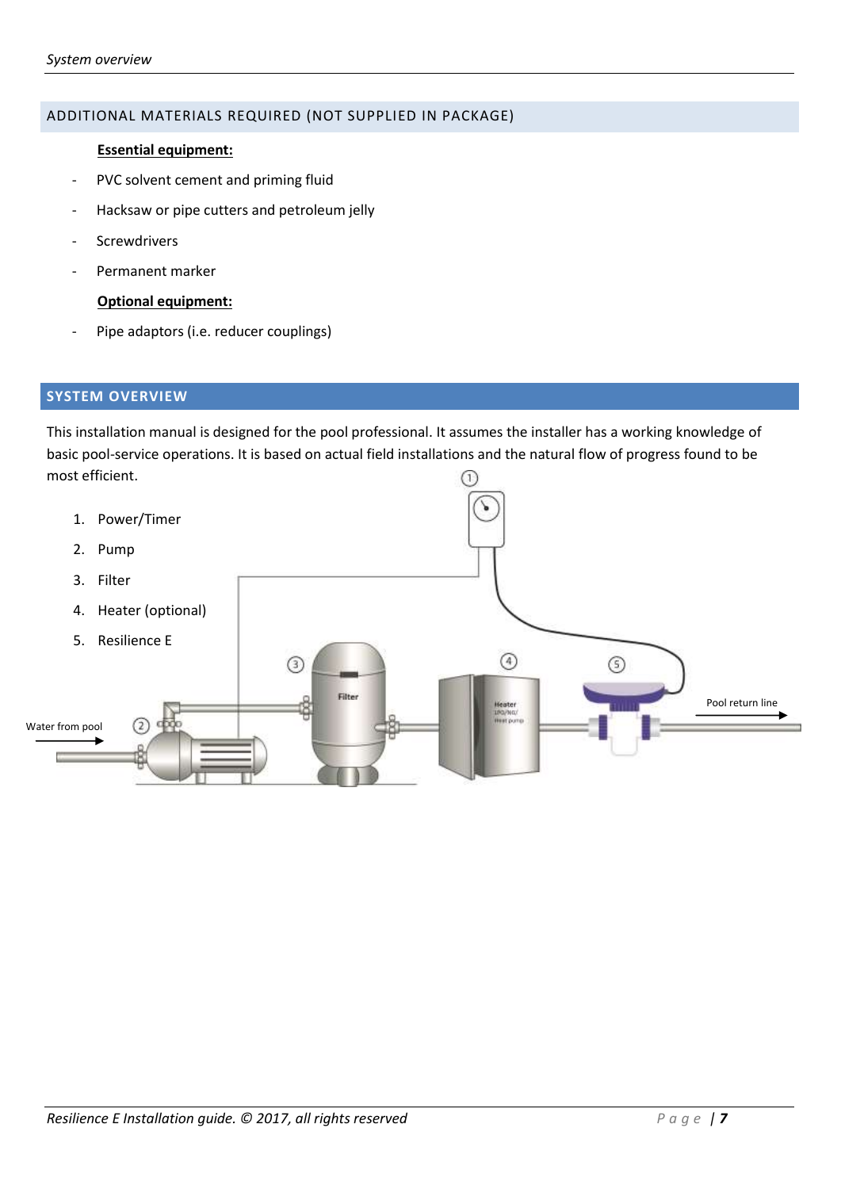## ADDITIONAL MATERIALS REQUIRED (NOT SUPPLIED IN PACKAGE)

**Essential equipment:**

- PVC solvent cement and priming fluid
- Hacksaw or pipe cutters and petroleum jelly
- Screwdrivers
- Permanent marker

**Optional equipment:**

- Pipe adaptors (i.e. reducer couplings)

## SYSTEM OVERVIEW

This installation manual is designed for the pool professional. It assumes the installer has a working knowledge of basic pool-service operations. It is based on actual field installations and the natural flow of progress found to be most efficient.

1. Power/Timer
2. Pump
3. Filter
4. Heater (optional)
5. Resilience E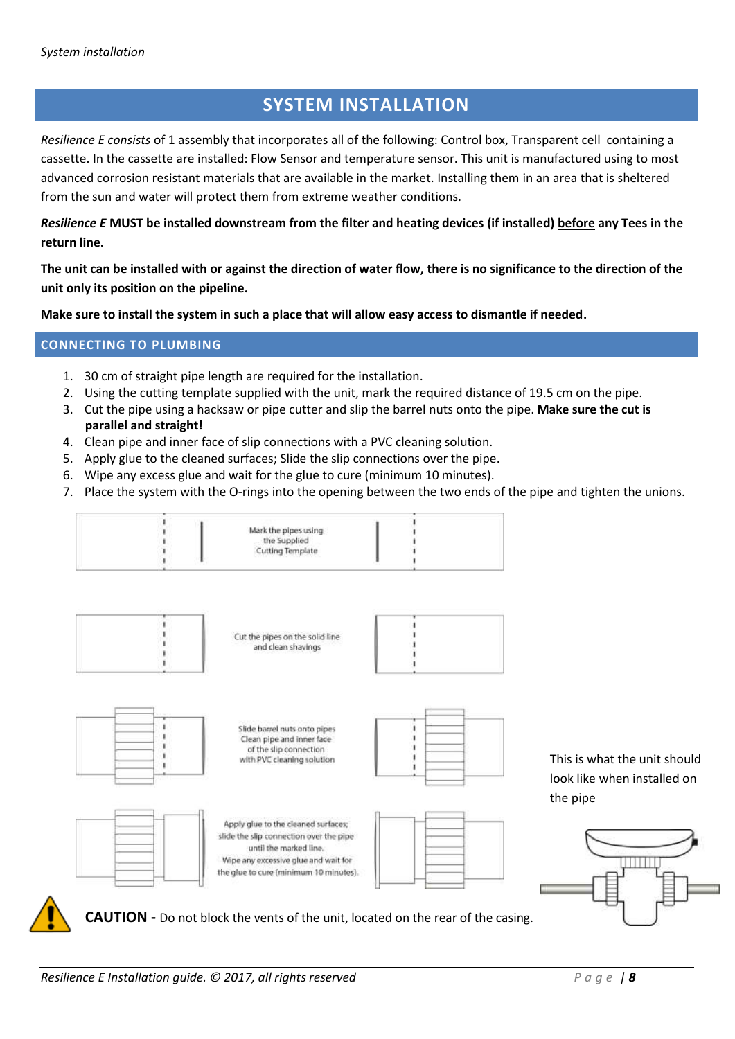# SYSTEM INSTALLATION

*Resilience E consists* of 1 assembly that incorporates all of the following: Control box, Transparent cell containing a cassette. In the cassette are installed: Flow Sensor and temperature sensor. This unit is manufactured using to most advanced corrosion resistant materials that are available in the market. Installing them in an area that is sheltered from the sun and water will protect them from extreme weather conditions.

***Resilience E* MUST be installed downstream from the filter and heating devices (if installed) <u>before</u> any Tees in the return line.**

**The unit can be installed with or against the direction of water flow, there is no significance to the direction of the unit only its position on the pipeline.**

**Make sure to install the system in such a place that will allow easy access to dismantle if needed.**

## CONNECTING TO PLUMBING

1. 30 cm of straight pipe length are required for the installation.
2. Using the cutting template supplied with the unit, mark the required distance of 19.5 cm on the pipe.
3. Cut the pipe using a hacksaw or pipe cutter and slip the barrel nuts onto the pipe. **Make sure the cut is parallel and straight!**
4. Clean pipe and inner face of slip connections with a PVC cleaning solution.
5. Apply glue to the cleaned surfaces; Slide the slip connections over the pipe.
6. Wipe any excess glue and wait for the glue to cure (minimum 10 minutes).
7. Place the system with the O-rings into the opening between the two ends of the pipe and tighten the unions.

Mark the pipes using the Supplied Cutting Template

Cut the pipes on the solid line and clean shavings

Slide barrel nuts onto pipes Clean pipe and inner face of the slip connection with PVC cleaning solution

Apply glue to the cleaned surfaces; slide the slip connection over the pipe until the marked line. Wipe any excessive glue and wait for the glue to cure (minimum 10 minutes).

This is what the unit should look like when installed on the pipe

**CAUTION -** Do not block the vents of the unit, located on the rear of the casing.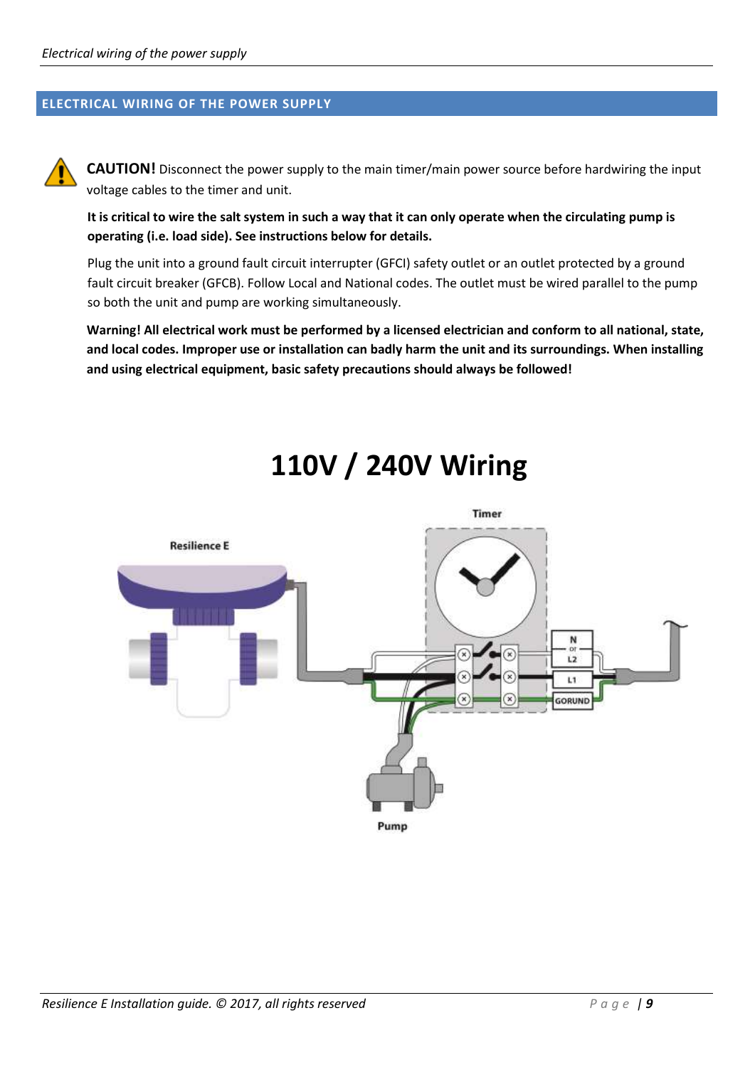## ELECTRICAL WIRING OF THE POWER SUPPLY

**CAUTION!** Disconnect the power supply to the main timer/main power source before hardwiring the input voltage cables to the timer and unit.

**It is critical to wire the salt system in such a way that it can only operate when the circulating pump is operating (i.e. load side). See instructions below for details.**

Plug the unit into a ground fault circuit interrupter (GFCI) safety outlet or an outlet protected by a ground fault circuit breaker (GFCB). Follow Local and National codes. The outlet must be wired parallel to the pump so both the unit and pump are working simultaneously.

**Warning! All electrical work must be performed by a licensed electrician and conform to all national, state, and local codes. Improper use or installation can badly harm the unit and its surroundings. When installing and using electrical equipment, basic safety precautions should always be followed!**

# 110V / 240V Wiring

Resilience E

Timer

N or L2

L1

GORUND

Pump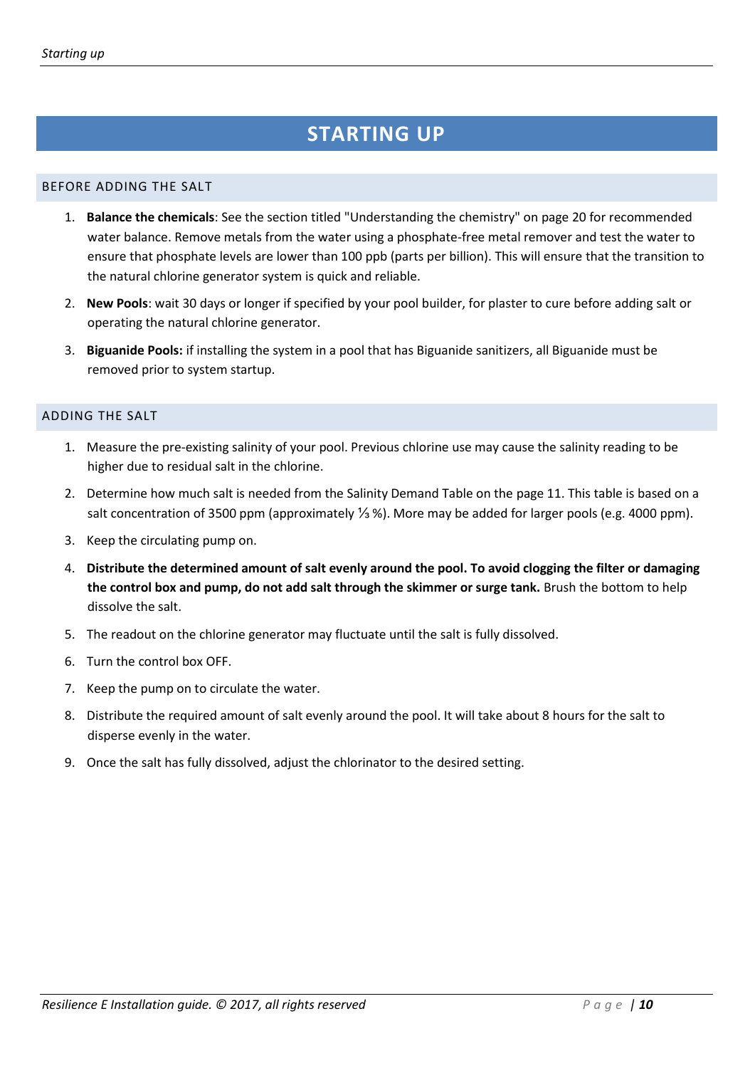# STARTING UP

## BEFORE ADDING THE SALT

1. **Balance the chemicals**: See the section titled "Understanding the chemistry" on page 20 for recommended water balance. Remove metals from the water using a phosphate-free metal remover and test the water to ensure that phosphate levels are lower than 100 ppb (parts per billion). This will ensure that the transition to the natural chlorine generator system is quick and reliable.
2. **New Pools**: wait 30 days or longer if specified by your pool builder, for plaster to cure before adding salt or operating the natural chlorine generator.
3. **Biguanide Pools:** if installing the system in a pool that has Biguanide sanitizers, all Biguanide must be removed prior to system startup.

## ADDING THE SALT

1. Measure the pre-existing salinity of your pool. Previous chlorine use may cause the salinity reading to be higher due to residual salt in the chlorine.
2. Determine how much salt is needed from the Salinity Demand Table on the page 11. This table is based on a salt concentration of 3500 ppm (approximately ⅓ %). More may be added for larger pools (e.g. 4000 ppm).
3. Keep the circulating pump on.
4. **Distribute the determined amount of salt evenly around the pool. To avoid clogging the filter or damaging the control box and pump, do not add salt through the skimmer or surge tank.** Brush the bottom to help dissolve the salt.
5. The readout on the chlorine generator may fluctuate until the salt is fully dissolved.
6. Turn the control box OFF.
7. Keep the pump on to circulate the water.
8. Distribute the required amount of salt evenly around the pool. It will take about 8 hours for the salt to disperse evenly in the water.
9. Once the salt has fully dissolved, adjust the chlorinator to the desired setting.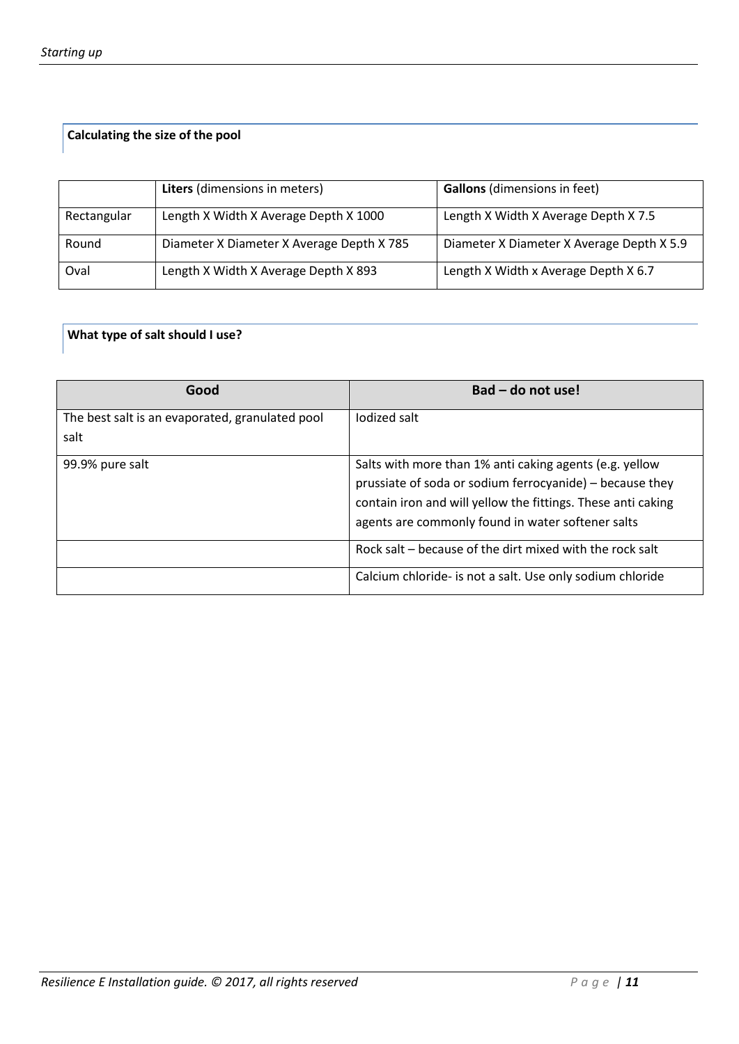## Calculating the size of the pool

| | **Liters** (dimensions in meters) | **Gallons** (dimensions in feet) |
|---|---|---|
| Rectangular | Length X Width X Average Depth X 1000 | Length X Width X Average Depth X 7.5 |
| Round | Diameter X Diameter X Average Depth X 785 | Diameter X Diameter X Average Depth X 5.9 |
| Oval | Length X Width X Average Depth X 893 | Length X Width x Average Depth X 6.7 |

## What type of salt should I use?

| Good | Bad – do not use! |
|---|---|
| The best salt is an evaporated, granulated pool salt | Iodized salt |
| 99.9% pure salt | Salts with more than 1% anti caking agents (e.g. yellow prussiate of soda or sodium ferrocyanide) – because they contain iron and will yellow the fittings. These anti caking agents are commonly found in water softener salts |
| | Rock salt – because of the dirt mixed with the rock salt |
| | Calcium chloride- is not a salt. Use only sodium chloride |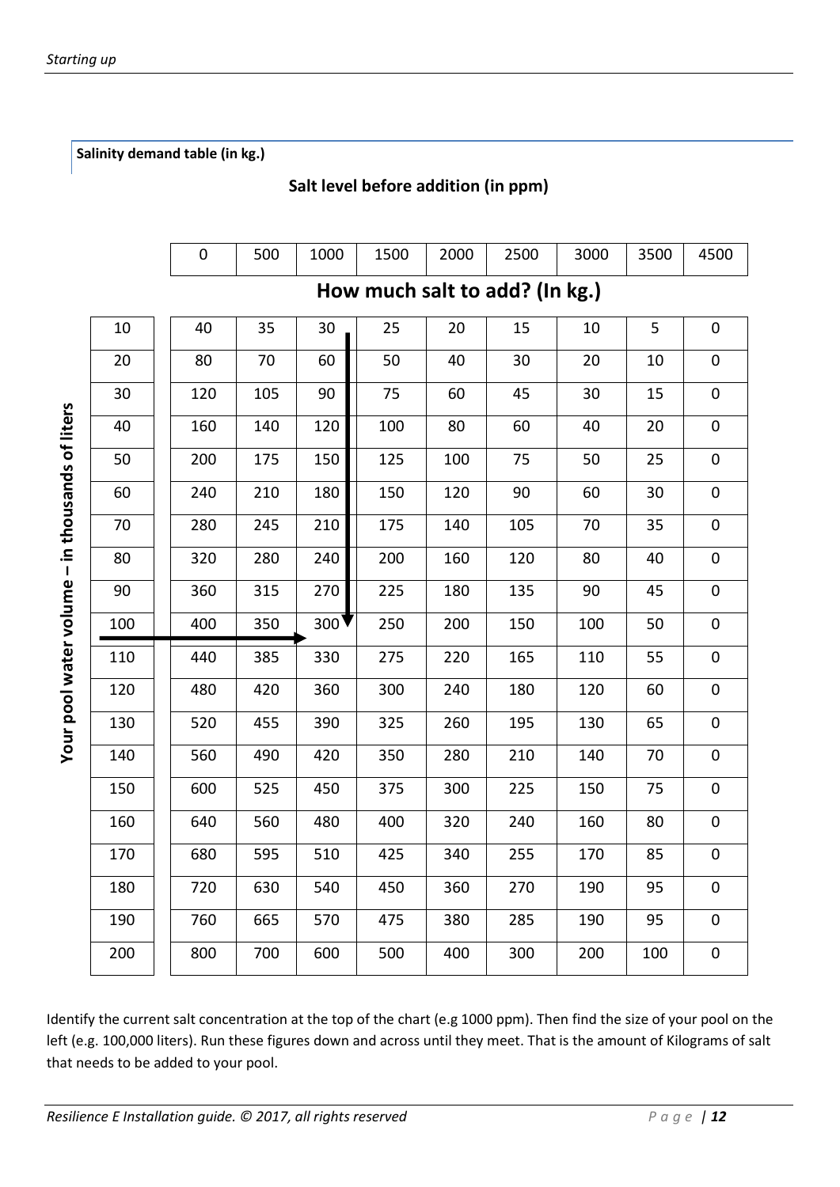Salinity demand table (in kg.)

**Salt level before addition (in ppm)**

| Your pool water volume – in thousands of liters | 0 | 500 | 1000 | 1500 | 2000 | 2500 | 3000 | 3500 | 4500 |
|---|---|---|---|---|---|---|---|---|---|
| | **How much salt to add? (In kg.)** | | | | | | | | |
| 10 | 40 | 35 | 30 | 25 | 20 | 15 | 10 | 5 | 0 |
| 20 | 80 | 70 | 60 | 50 | 40 | 30 | 20 | 10 | 0 |
| 30 | 120 | 105 | 90 | 75 | 60 | 45 | 30 | 15 | 0 |
| 40 | 160 | 140 | 120 | 100 | 80 | 60 | 40 | 20 | 0 |
| 50 | 200 | 175 | 150 | 125 | 100 | 75 | 50 | 25 | 0 |
| 60 | 240 | 210 | 180 | 150 | 120 | 90 | 60 | 30 | 0 |
| 70 | 280 | 245 | 210 | 175 | 140 | 105 | 70 | 35 | 0 |
| 80 | 320 | 280 | 240 | 200 | 160 | 120 | 80 | 40 | 0 |
| 90 | 360 | 315 | 270 | 225 | 180 | 135 | 90 | 45 | 0 |
| 100 | 400 | 350 | 300 | 250 | 200 | 150 | 100 | 50 | 0 |
| 110 | 440 | 385 | 330 | 275 | 220 | 165 | 110 | 55 | 0 |
| 120 | 480 | 420 | 360 | 300 | 240 | 180 | 120 | 60 | 0 |
| 130 | 520 | 455 | 390 | 325 | 260 | 195 | 130 | 65 | 0 |
| 140 | 560 | 490 | 420 | 350 | 280 | 210 | 140 | 70 | 0 |
| 150 | 600 | 525 | 450 | 375 | 300 | 225 | 150 | 75 | 0 |
| 160 | 640 | 560 | 480 | 400 | 320 | 240 | 160 | 80 | 0 |
| 170 | 680 | 595 | 510 | 425 | 340 | 255 | 170 | 85 | 0 |
| 180 | 720 | 630 | 540 | 450 | 360 | 270 | 190 | 95 | 0 |
| 190 | 760 | 665 | 570 | 475 | 380 | 285 | 190 | 95 | 0 |
| 200 | 800 | 700 | 600 | 500 | 400 | 300 | 200 | 100 | 0 |

Identify the current salt concentration at the top of the chart (e.g 1000 ppm). Then find the size of your pool on the left (e.g. 100,000 liters). Run these figures down and across until they meet. That is the amount of Kilograms of salt that needs to be added to your pool.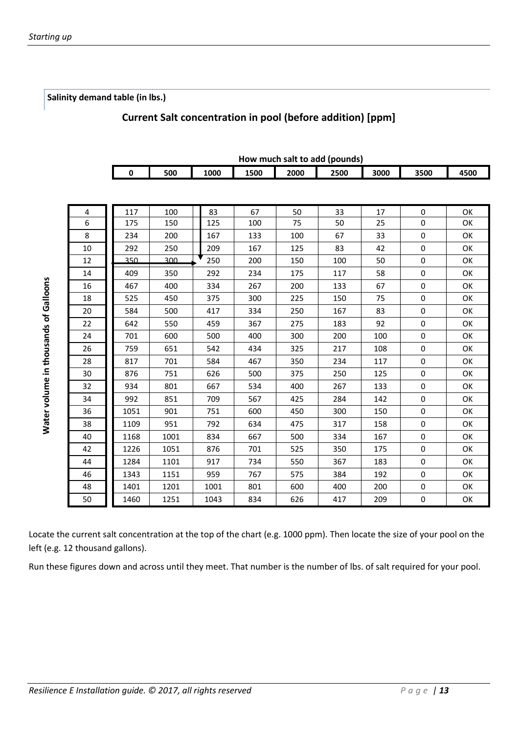**Salinity demand table (in lbs.)**

## Current Salt concentration in pool (before addition) [ppm]

**How much salt to add (pounds)**

| Water volume in thousands of Galloons | 0 | 500 | 1000 | 1500 | 2000 | 2500 | 3000 | 3500 | 4500 |
|---|---|---|---|---|---|---|---|---|---|
| 4 | 117 | 100 | 83 | 67 | 50 | 33 | 17 | 0 | OK |
| 6 | 175 | 150 | 125 | 100 | 75 | 50 | 25 | 0 | OK |
| 8 | 234 | 200 | 167 | 133 | 100 | 67 | 33 | 0 | OK |
| 10 | 292 | 250 | 209 | 167 | 125 | 83 | 42 | 0 | OK |
| 12 | 350 | 300 | 250 | 200 | 150 | 100 | 50 | 0 | OK |
| 14 | 409 | 350 | 292 | 234 | 175 | 117 | 58 | 0 | OK |
| 16 | 467 | 400 | 334 | 267 | 200 | 133 | 67 | 0 | OK |
| 18 | 525 | 450 | 375 | 300 | 225 | 150 | 75 | 0 | OK |
| 20 | 584 | 500 | 417 | 334 | 250 | 167 | 83 | 0 | OK |
| 22 | 642 | 550 | 459 | 367 | 275 | 183 | 92 | 0 | OK |
| 24 | 701 | 600 | 500 | 400 | 300 | 200 | 100 | 0 | OK |
| 26 | 759 | 651 | 542 | 434 | 325 | 217 | 108 | 0 | OK |
| 28 | 817 | 701 | 584 | 467 | 350 | 234 | 117 | 0 | OK |
| 30 | 876 | 751 | 626 | 500 | 375 | 250 | 125 | 0 | OK |
| 32 | 934 | 801 | 667 | 534 | 400 | 267 | 133 | 0 | OK |
| 34 | 992 | 851 | 709 | 567 | 425 | 284 | 142 | 0 | OK |
| 36 | 1051 | 901 | 751 | 600 | 450 | 300 | 150 | 0 | OK |
| 38 | 1109 | 951 | 792 | 634 | 475 | 317 | 158 | 0 | OK |
| 40 | 1168 | 1001 | 834 | 667 | 500 | 334 | 167 | 0 | OK |
| 42 | 1226 | 1051 | 876 | 701 | 525 | 350 | 175 | 0 | OK |
| 44 | 1284 | 1101 | 917 | 734 | 550 | 367 | 183 | 0 | OK |
| 46 | 1343 | 1151 | 959 | 767 | 575 | 384 | 192 | 0 | OK |
| 48 | 1401 | 1201 | 1001 | 801 | 600 | 400 | 200 | 0 | OK |
| 50 | 1460 | 1251 | 1043 | 834 | 626 | 417 | 209 | 0 | OK |

Locate the current salt concentration at the top of the chart (e.g. 1000 ppm). Then locate the size of your pool on the left (e.g. 12 thousand gallons).

Run these figures down and across until they meet. That number is the number of lbs. of salt required for your pool.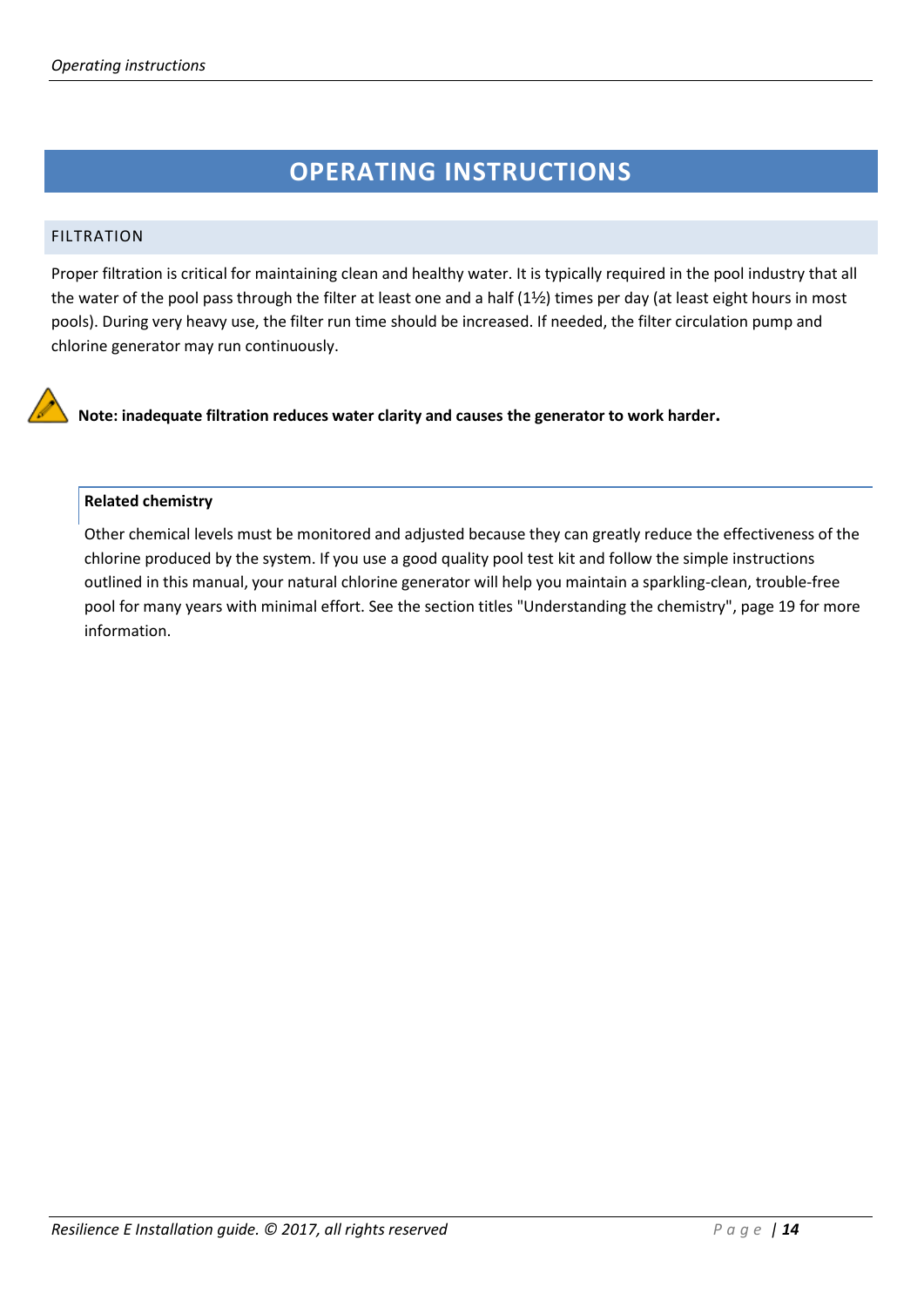# OPERATING INSTRUCTIONS

## FILTRATION

Proper filtration is critical for maintaining clean and healthy water. It is typically required in the pool industry that all the water of the pool pass through the filter at least one and a half (1½) times per day (at least eight hours in most pools). During very heavy use, the filter run time should be increased. If needed, the filter circulation pump and chlorine generator may run continuously.

**Note: inadequate filtration reduces water clarity and causes the generator to work harder.**

### Related chemistry

Other chemical levels must be monitored and adjusted because they can greatly reduce the effectiveness of the chlorine produced by the system. If you use a good quality pool test kit and follow the simple instructions outlined in this manual, your natural chlorine generator will help you maintain a sparkling-clean, trouble-free pool for many years with minimal effort. See the section titles "Understanding the chemistry", page 19 for more information.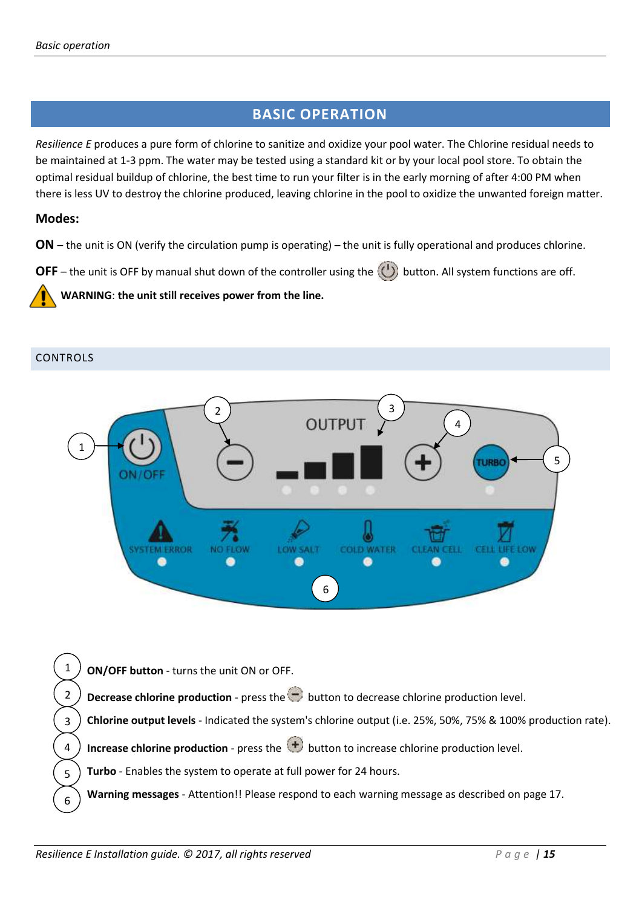# BASIC OPERATION

*Resilience E* produces a pure form of chlorine to sanitize and oxidize your pool water. The Chlorine residual needs to be maintained at 1-3 ppm. The water may be tested using a standard kit or by your local pool store. To obtain the optimal residual buildup of chlorine, the best time to run your filter is in the early morning of after 4:00 PM when there is less UV to destroy the chlorine produced, leaving chlorine in the pool to oxidize the unwanted foreign matter.

### Modes:

**ON** – the unit is ON (verify the circulation pump is operating) – the unit is fully operational and produces chlorine.

**OFF** – the unit is OFF by manual shut down of the controller using the ⏻ button. All system functions are off.

⚠ **WARNING**: **the unit still receives power from the line.**

## CONTROLS

1. **ON/OFF button** - turns the unit ON or OFF.
2. **Decrease chlorine production** - press the ⊖ button to decrease chlorine production level.
3. **Chlorine output levels** - Indicated the system's chlorine output (i.e. 25%, 50%, 75% & 100% production rate).
4. **Increase chlorine production** - press the ⊕ button to increase chlorine production level.
5. **Turbo** - Enables the system to operate at full power for 24 hours.
6. **Warning messages** - Attention!! Please respond to each warning message as described on page 17.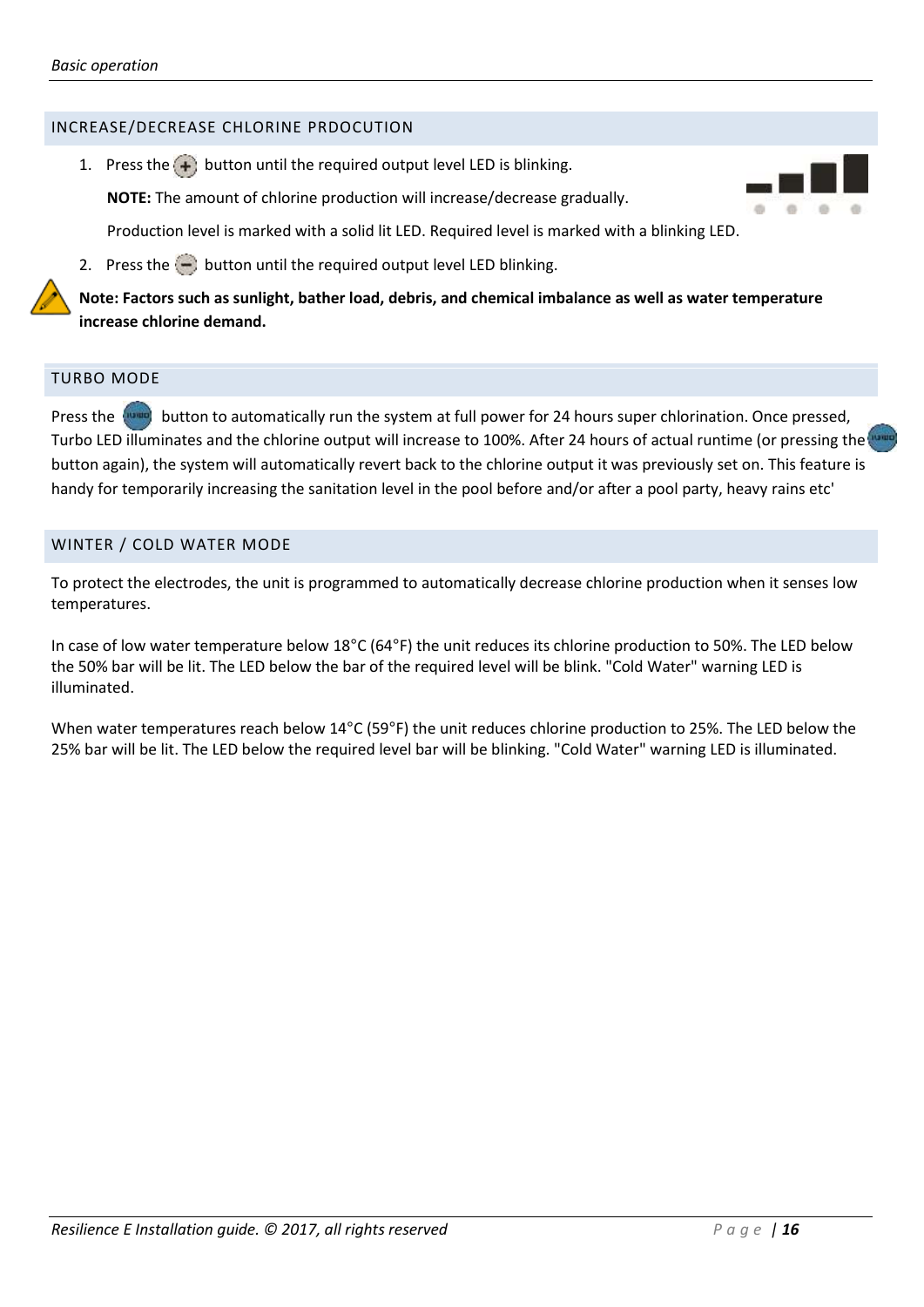## INCREASE/DECREASE CHLORINE PRDOCUTION

1. Press the (+) button until the required output level LED is blinking.

   **NOTE:** The amount of chlorine production will increase/decrease gradually.

   Production level is marked with a solid lit LED. Required level is marked with a blinking LED.

2. Press the (−) button until the required output level LED blinking.

**Note: Factors such as sunlight, bather load, debris, and chemical imbalance as well as water temperature increase chlorine demand.**

## TURBO MODE

Press the TURBO button to automatically run the system at full power for 24 hours super chlorination. Once pressed, Turbo LED illuminates and the chlorine output will increase to 100%. After 24 hours of actual runtime (or pressing the TURBO button again), the system will automatically revert back to the chlorine output it was previously set on. This feature is handy for temporarily increasing the sanitation level in the pool before and/or after a pool party, heavy rains etc'

## WINTER / COLD WATER MODE

To protect the electrodes, the unit is programmed to automatically decrease chlorine production when it senses low temperatures.

In case of low water temperature below 18°C (64°F) the unit reduces its chlorine production to 50%. The LED below the 50% bar will be lit. The LED below the bar of the required level will be blink. "Cold Water" warning LED is illuminated.

When water temperatures reach below 14°C (59°F) the unit reduces chlorine production to 25%. The LED below the 25% bar will be lit. The LED below the required level bar will be blinking. "Cold Water" warning LED is illuminated.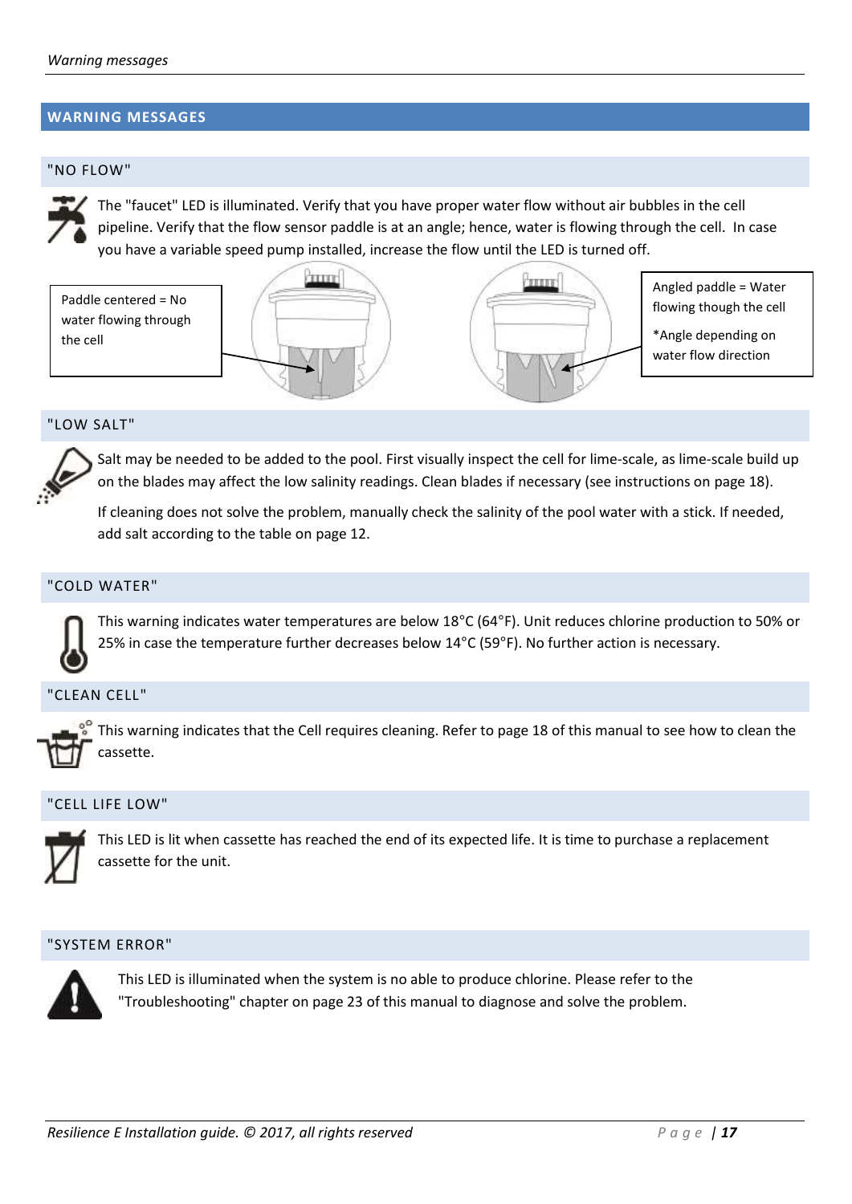# WARNING MESSAGES

## "NO FLOW"

The "faucet" LED is illuminated. Verify that you have proper water flow without air bubbles in the cell pipeline. Verify that the flow sensor paddle is at an angle; hence, water is flowing through the cell. In case you have a variable speed pump installed, increase the flow until the LED is turned off.

Paddle centered = No water flowing through the cell

Angled paddle = Water flowing though the cell

*Angle depending on water flow direction

## "LOW SALT"

Salt may be needed to be added to the pool. First visually inspect the cell for lime-scale, as lime-scale build up on the blades may affect the low salinity readings. Clean blades if necessary (see instructions on page 18).

If cleaning does not solve the problem, manually check the salinity of the pool water with a stick. If needed, add salt according to the table on page 12.

## "COLD WATER"

This warning indicates water temperatures are below 18°C (64°F). Unit reduces chlorine production to 50% or 25% in case the temperature further decreases below 14°C (59°F). No further action is necessary.

## "CLEAN CELL"

This warning indicates that the Cell requires cleaning. Refer to page 18 of this manual to see how to clean the cassette.

## "CELL LIFE LOW"

This LED is lit when cassette has reached the end of its expected life. It is time to purchase a replacement cassette for the unit.

## "SYSTEM ERROR"

This LED is illuminated when the system is no able to produce chlorine. Please refer to the "Troubleshooting" chapter on page 23 of this manual to diagnose and solve the problem.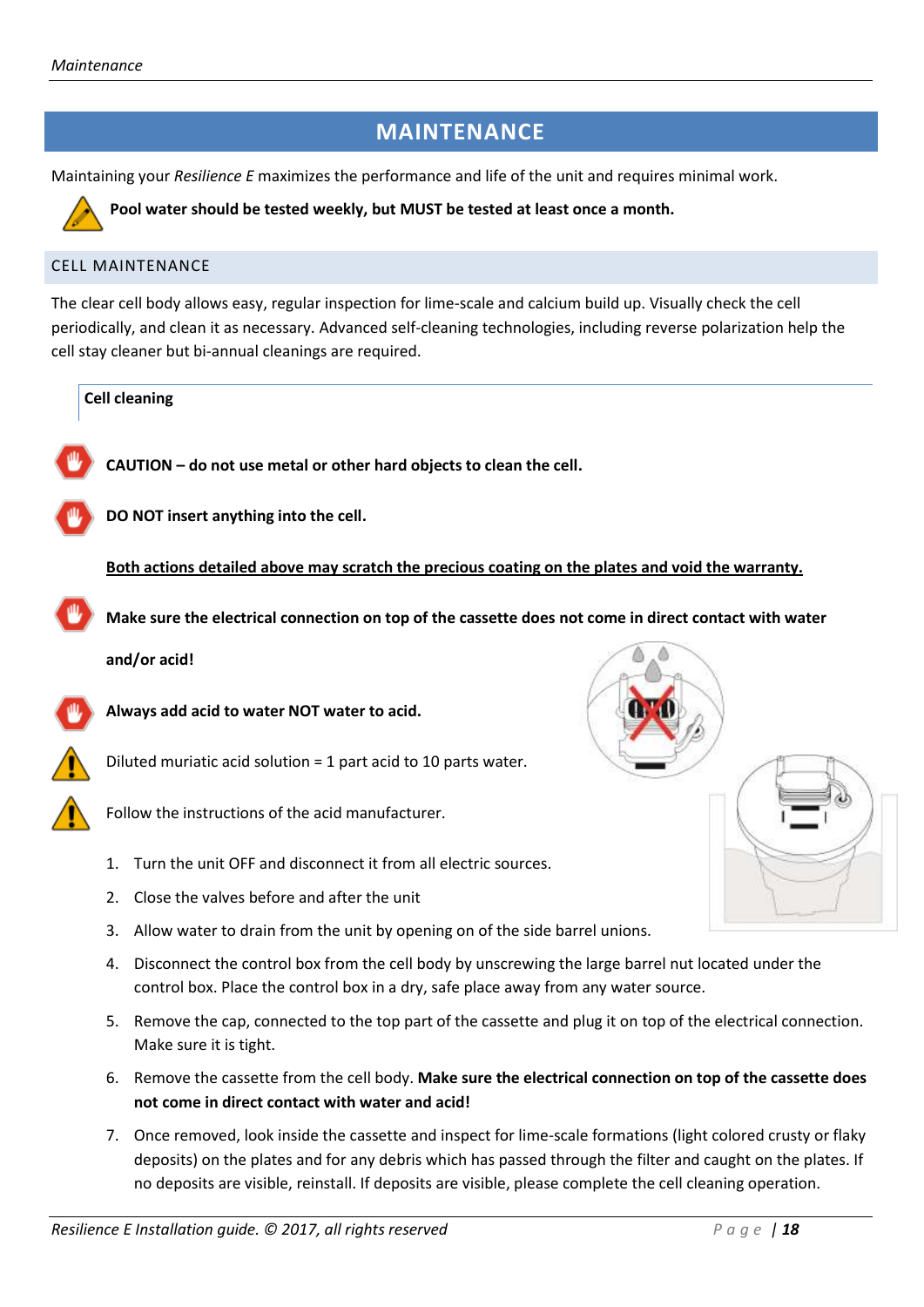# MAINTENANCE

Maintaining your *Resilience E* maximizes the performance and life of the unit and requires minimal work.

**Pool water should be tested weekly, but MUST be tested at least once a month.**

## CELL MAINTENANCE

The clear cell body allows easy, regular inspection for lime-scale and calcium build up. Visually check the cell periodically, and clean it as necessary. Advanced self-cleaning technologies, including reverse polarization help the cell stay cleaner but bi-annual cleanings are required.

### Cell cleaning

**CAUTION – do not use metal or other hard objects to clean the cell.**

**DO NOT insert anything into the cell.**

**Both actions detailed above may scratch the precious coating on the plates and void the warranty.**

**Make sure the electrical connection on top of the cassette does not come in direct contact with water and/or acid!**

**Always add acid to water NOT water to acid.**

Diluted muriatic acid solution = 1 part acid to 10 parts water.

Follow the instructions of the acid manufacturer.

1. Turn the unit OFF and disconnect it from all electric sources.
2. Close the valves before and after the unit
3. Allow water to drain from the unit by opening on of the side barrel unions.
4. Disconnect the control box from the cell body by unscrewing the large barrel nut located under the control box. Place the control box in a dry, safe place away from any water source.
5. Remove the cap, connected to the top part of the cassette and plug it on top of the electrical connection. Make sure it is tight.
6. Remove the cassette from the cell body. **Make sure the electrical connection on top of the cassette does not come in direct contact with water and acid!**
7. Once removed, look inside the cassette and inspect for lime-scale formations (light colored crusty or flaky deposits) on the plates and for any debris which has passed through the filter and caught on the plates. If no deposits are visible, reinstall. If deposits are visible, please complete the cell cleaning operation.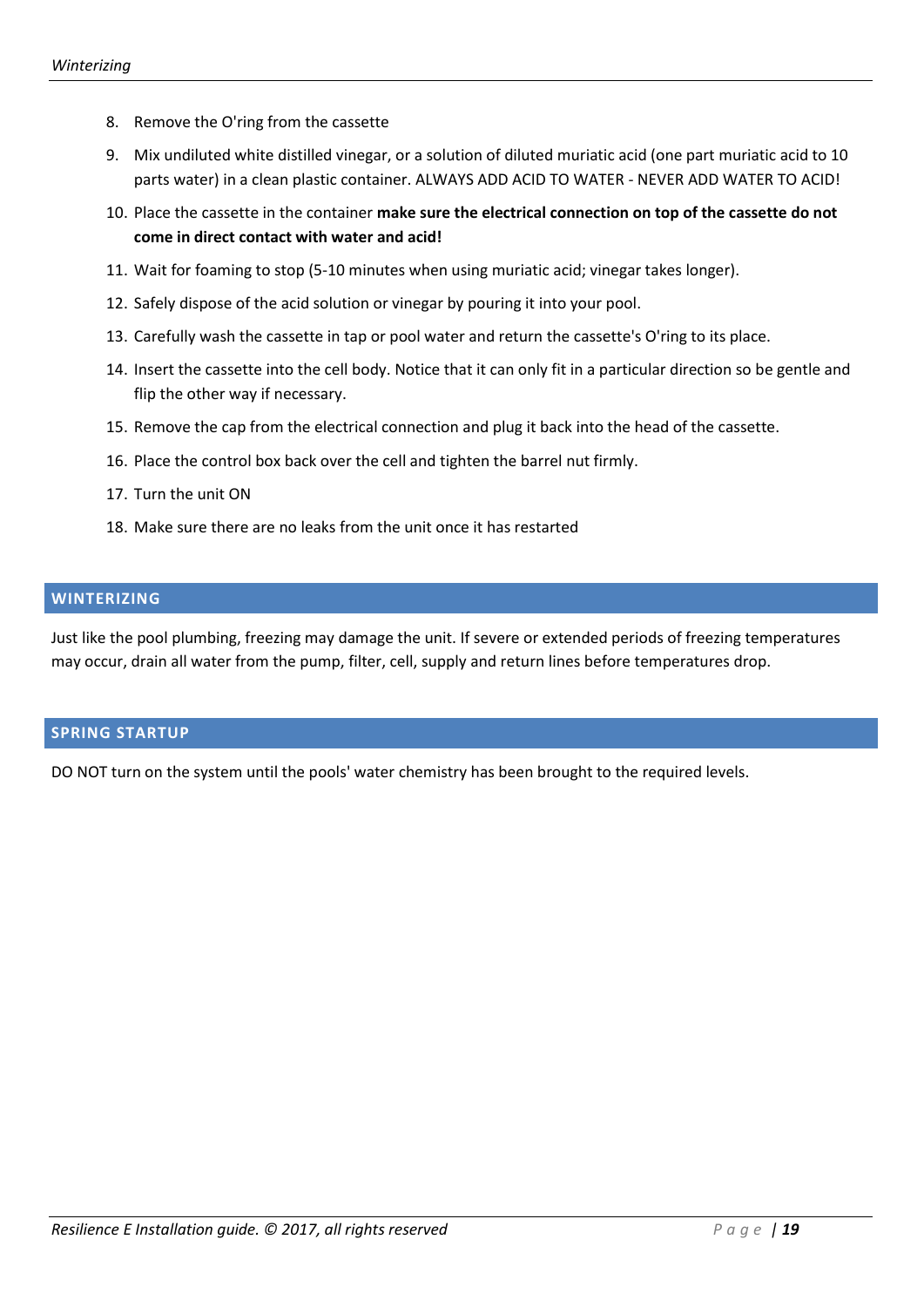8. Remove the O'ring from the cassette
9. Mix undiluted white distilled vinegar, or a solution of diluted muriatic acid (one part muriatic acid to 10 parts water) in a clean plastic container. ALWAYS ADD ACID TO WATER - NEVER ADD WATER TO ACID!
10. Place the cassette in the container **make sure the electrical connection on top of the cassette do not come in direct contact with water and acid!**
11. Wait for foaming to stop (5-10 minutes when using muriatic acid; vinegar takes longer).
12. Safely dispose of the acid solution or vinegar by pouring it into your pool.
13. Carefully wash the cassette in tap or pool water and return the cassette's O'ring to its place.
14. Insert the cassette into the cell body. Notice that it can only fit in a particular direction so be gentle and flip the other way if necessary.
15. Remove the cap from the electrical connection and plug it back into the head of the cassette.
16. Place the control box back over the cell and tighten the barrel nut firmly.
17. Turn the unit ON
18. Make sure there are no leaks from the unit once it has restarted

## WINTERIZING

Just like the pool plumbing, freezing may damage the unit. If severe or extended periods of freezing temperatures may occur, drain all water from the pump, filter, cell, supply and return lines before temperatures drop.

## SPRING STARTUP

DO NOT turn on the system until the pools' water chemistry has been brought to the required levels.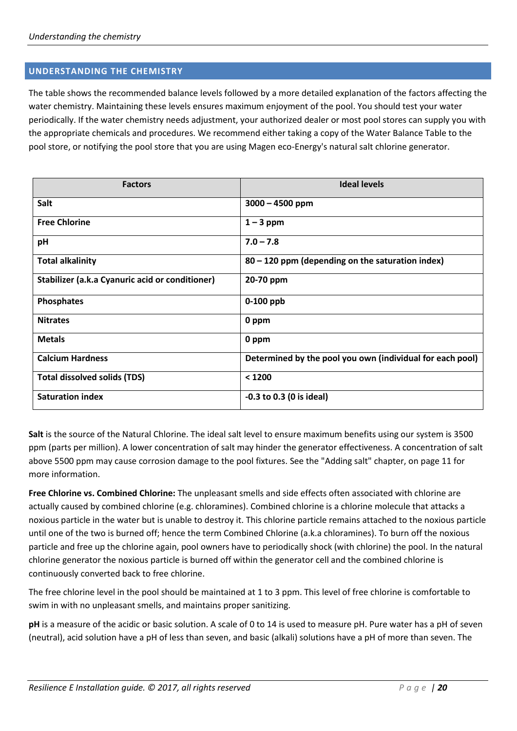## UNDERSTANDING THE CHEMISTRY

The table shows the recommended balance levels followed by a more detailed explanation of the factors affecting the water chemistry. Maintaining these levels ensures maximum enjoyment of the pool. You should test your water periodically. If the water chemistry needs adjustment, your authorized dealer or most pool stores can supply you with the appropriate chemicals and procedures. We recommend either taking a copy of the Water Balance Table to the pool store, or notifying the pool store that you are using Magen eco-Energy's natural salt chlorine generator.

| Factors | Ideal levels |
|---|---|
| **Salt** | **3000 – 4500 ppm** |
| **Free Chlorine** | **1 – 3 ppm** |
| **pH** | **7.0 – 7.8** |
| **Total alkalinity** | **80 – 120 ppm (depending on the saturation index)** |
| **Stabilizer (a.k.a Cyanuric acid or conditioner)** | **20-70 ppm** |
| **Phosphates** | **0-100 ppb** |
| **Nitrates** | **0 ppm** |
| **Metals** | **0 ppm** |
| **Calcium Hardness** | **Determined by the pool you own (individual for each pool)** |
| **Total dissolved solids (TDS)** | **< 1200** |
| **Saturation index** | **-0.3 to 0.3 (0 is ideal)** |

**Salt** is the source of the Natural Chlorine. The ideal salt level to ensure maximum benefits using our system is 3500 ppm (parts per million). A lower concentration of salt may hinder the generator effectiveness. A concentration of salt above 5500 ppm may cause corrosion damage to the pool fixtures. See the "Adding salt" chapter, on page 11 for more information.

**Free Chlorine vs. Combined Chlorine:** The unpleasant smells and side effects often associated with chlorine are actually caused by combined chlorine (e.g. chloramines). Combined chlorine is a chlorine molecule that attacks a noxious particle in the water but is unable to destroy it. This chlorine particle remains attached to the noxious particle until one of the two is burned off; hence the term Combined Chlorine (a.k.a chloramines). To burn off the noxious particle and free up the chlorine again, pool owners have to periodically shock (with chlorine) the pool. In the natural chlorine generator the noxious particle is burned off within the generator cell and the combined chlorine is continuously converted back to free chlorine.

The free chlorine level in the pool should be maintained at 1 to 3 ppm. This level of free chlorine is comfortable to swim in with no unpleasant smells, and maintains proper sanitizing.

**pH** is a measure of the acidic or basic solution. A scale of 0 to 14 is used to measure pH. Pure water has a pH of seven (neutral), acid solution have a pH of less than seven, and basic (alkali) solutions have a pH of more than seven. The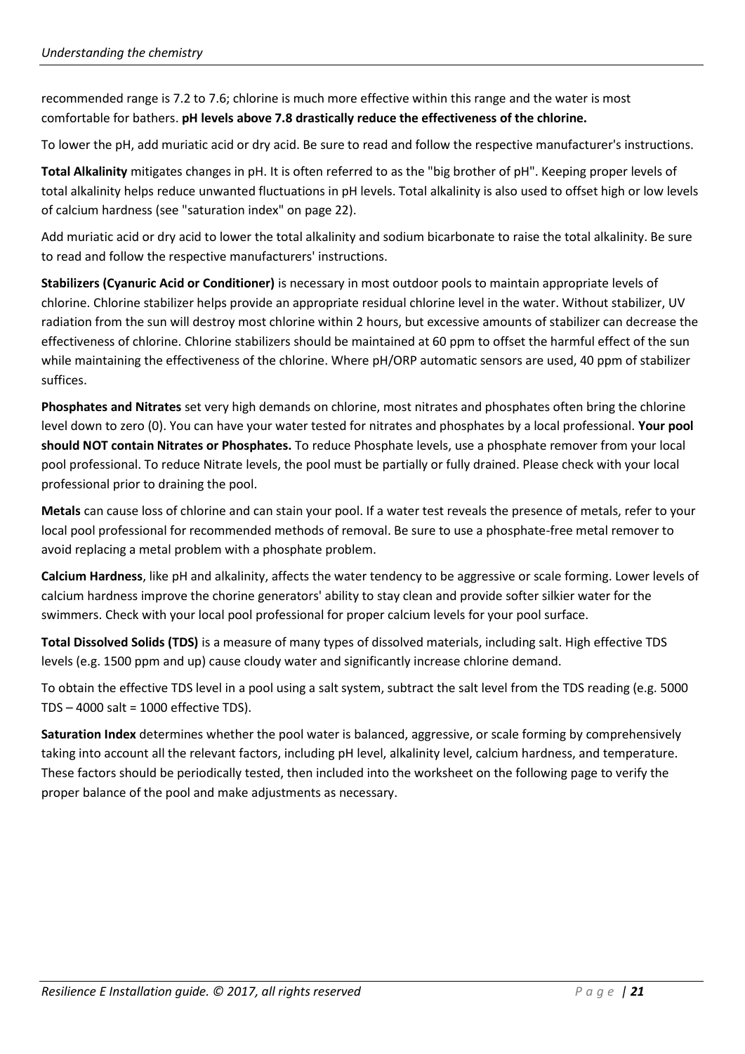recommended range is 7.2 to 7.6; chlorine is much more effective within this range and the water is most comfortable for bathers. **pH levels above 7.8 drastically reduce the effectiveness of the chlorine.**

To lower the pH, add muriatic acid or dry acid. Be sure to read and follow the respective manufacturer's instructions.

**Total Alkalinity** mitigates changes in pH. It is often referred to as the "big brother of pH". Keeping proper levels of total alkalinity helps reduce unwanted fluctuations in pH levels. Total alkalinity is also used to offset high or low levels of calcium hardness (see "saturation index" on page 22).

Add muriatic acid or dry acid to lower the total alkalinity and sodium bicarbonate to raise the total alkalinity. Be sure to read and follow the respective manufacturers' instructions.

**Stabilizers (Cyanuric Acid or Conditioner)** is necessary in most outdoor pools to maintain appropriate levels of chlorine. Chlorine stabilizer helps provide an appropriate residual chlorine level in the water. Without stabilizer, UV radiation from the sun will destroy most chlorine within 2 hours, but excessive amounts of stabilizer can decrease the effectiveness of chlorine. Chlorine stabilizers should be maintained at 60 ppm to offset the harmful effect of the sun while maintaining the effectiveness of the chlorine. Where pH/ORP automatic sensors are used, 40 ppm of stabilizer suffices.

**Phosphates and Nitrates** set very high demands on chlorine, most nitrates and phosphates often bring the chlorine level down to zero (0). You can have your water tested for nitrates and phosphates by a local professional. **Your pool should NOT contain Nitrates or Phosphates.** To reduce Phosphate levels, use a phosphate remover from your local pool professional. To reduce Nitrate levels, the pool must be partially or fully drained. Please check with your local professional prior to draining the pool.

**Metals** can cause loss of chlorine and can stain your pool. If a water test reveals the presence of metals, refer to your local pool professional for recommended methods of removal. Be sure to use a phosphate-free metal remover to avoid replacing a metal problem with a phosphate problem.

**Calcium Hardness**, like pH and alkalinity, affects the water tendency to be aggressive or scale forming. Lower levels of calcium hardness improve the chorine generators' ability to stay clean and provide softer silkier water for the swimmers. Check with your local pool professional for proper calcium levels for your pool surface.

**Total Dissolved Solids (TDS)** is a measure of many types of dissolved materials, including salt. High effective TDS levels (e.g. 1500 ppm and up) cause cloudy water and significantly increase chlorine demand.

To obtain the effective TDS level in a pool using a salt system, subtract the salt level from the TDS reading (e.g. 5000 TDS – 4000 salt = 1000 effective TDS).

**Saturation Index** determines whether the pool water is balanced, aggressive, or scale forming by comprehensively taking into account all the relevant factors, including pH level, alkalinity level, calcium hardness, and temperature. These factors should be periodically tested, then included into the worksheet on the following page to verify the proper balance of the pool and make adjustments as necessary.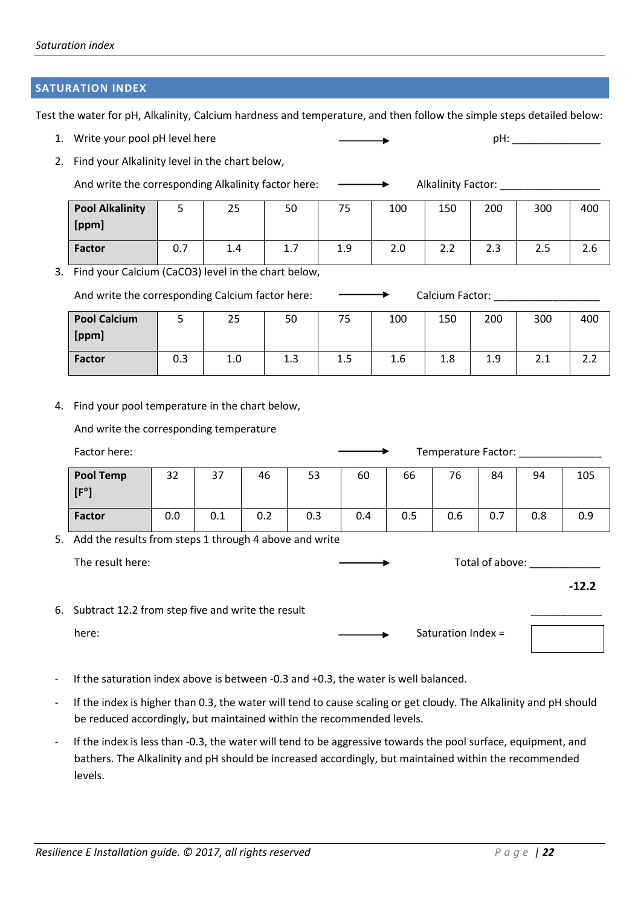## SATURATION INDEX

Test the water for pH, Alkalinity, Calcium hardness and temperature, and then follow the simple steps detailed below:

1. Write your pool pH level here → pH: _______________
2. Find your Alkalinity level in the chart below,

   And write the corresponding Alkalinity factor here: → Alkalinity Factor: _________________

| Pool Alkalinity [ppm] | 5 | 25 | 50 | 75 | 100 | 150 | 200 | 300 | 400 |
|---|---|---|---|---|---|---|---|---|---|
| Factor | 0.7 | 1.4 | 1.7 | 1.9 | 2.0 | 2.2 | 2.3 | 2.5 | 2.6 |

3. Find your Calcium ($CaCO_3$) level in the chart below,

   And write the corresponding Calcium factor here: → Calcium Factor: __________________

| Pool Calcium [ppm] | 5 | 25 | 50 | 75 | 100 | 150 | 200 | 300 | 400 |
|---|---|---|---|---|---|---|---|---|---|
| Factor | 0.3 | 1.0 | 1.3 | 1.5 | 1.6 | 1.8 | 1.9 | 2.1 | 2.2 |

4. Find your pool temperature in the chart below,

   And write the corresponding temperature

   Factor here: → Temperature Factor: ______________

| Pool Temp [F°] | 32 | 37 | 46 | 53 | 60 | 66 | 76 | 84 | 94 | 105 |
|---|---|---|---|---|---|---|---|---|---|---|
| Factor | 0.0 | 0.1 | 0.2 | 0.3 | 0.4 | 0.5 | 0.6 | 0.7 | 0.8 | 0.9 |

5. Add the results from steps 1 through 4 above and write

   The result here: → Total of above: ____________

   **-12.2**

6. Subtract 12.2 from step five and write the result ____________

   here: → Saturation Index = 

- If the saturation index above is between -0.3 and +0.3, the water is well balanced.
- If the index is higher than 0.3, the water will tend to cause scaling or get cloudy. The Alkalinity and pH should be reduced accordingly, but maintained within the recommended levels.
- If the index is less than -0.3, the water will tend to be aggressive towards the pool surface, equipment, and bathers. The Alkalinity and pH should be increased accordingly, but maintained within the recommended levels.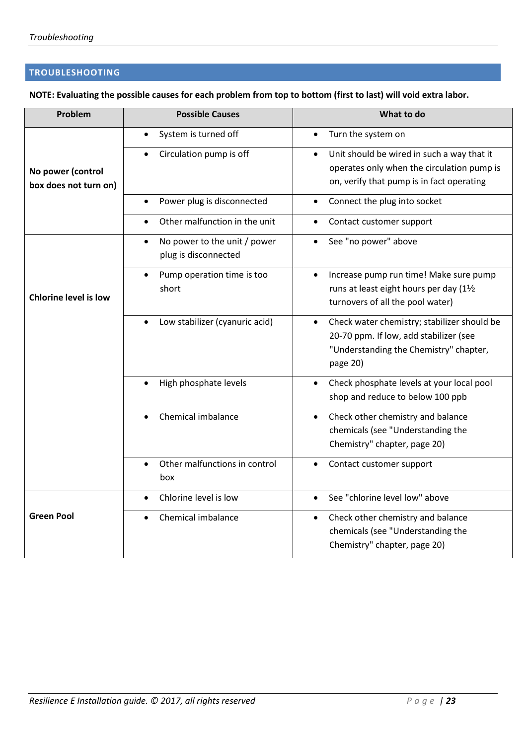## TROUBLESHOOTING

**NOTE: Evaluating the possible causes for each problem from top to bottom (first to last) will void extra labor.**

| Problem | Possible Causes | What to do |
|---|---|---|
| **No power (control box does not turn on)** | • System is turned off | • Turn the system on |
| | • Circulation pump is off | • Unit should be wired in such a way that it operates only when the circulation pump is on, verify that pump is in fact operating |
| | • Power plug is disconnected | • Connect the plug into socket |
| | • Other malfunction in the unit | • Contact customer support |
| **Chlorine level is low** | • No power to the unit / power plug is disconnected | • See "no power" above |
| | • Pump operation time is too short | • Increase pump run time! Make sure pump runs at least eight hours per day (1½ turnovers of all the pool water) |
| | • Low stabilizer (cyanuric acid) | • Check water chemistry; stabilizer should be 20-70 ppm. If low, add stabilizer (see "Understanding the Chemistry" chapter, page 20) |
| | • High phosphate levels | • Check phosphate levels at your local pool shop and reduce to below 100 ppb |
| | • Chemical imbalance | • Check other chemistry and balance chemicals (see "Understanding the Chemistry" chapter, page 20) |
| | • Other malfunctions in control box | • Contact customer support |
| **Green Pool** | • Chlorine level is low | • See "chlorine level low" above |
| | • Chemical imbalance | • Check other chemistry and balance chemicals (see "Understanding the Chemistry" chapter, page 20) |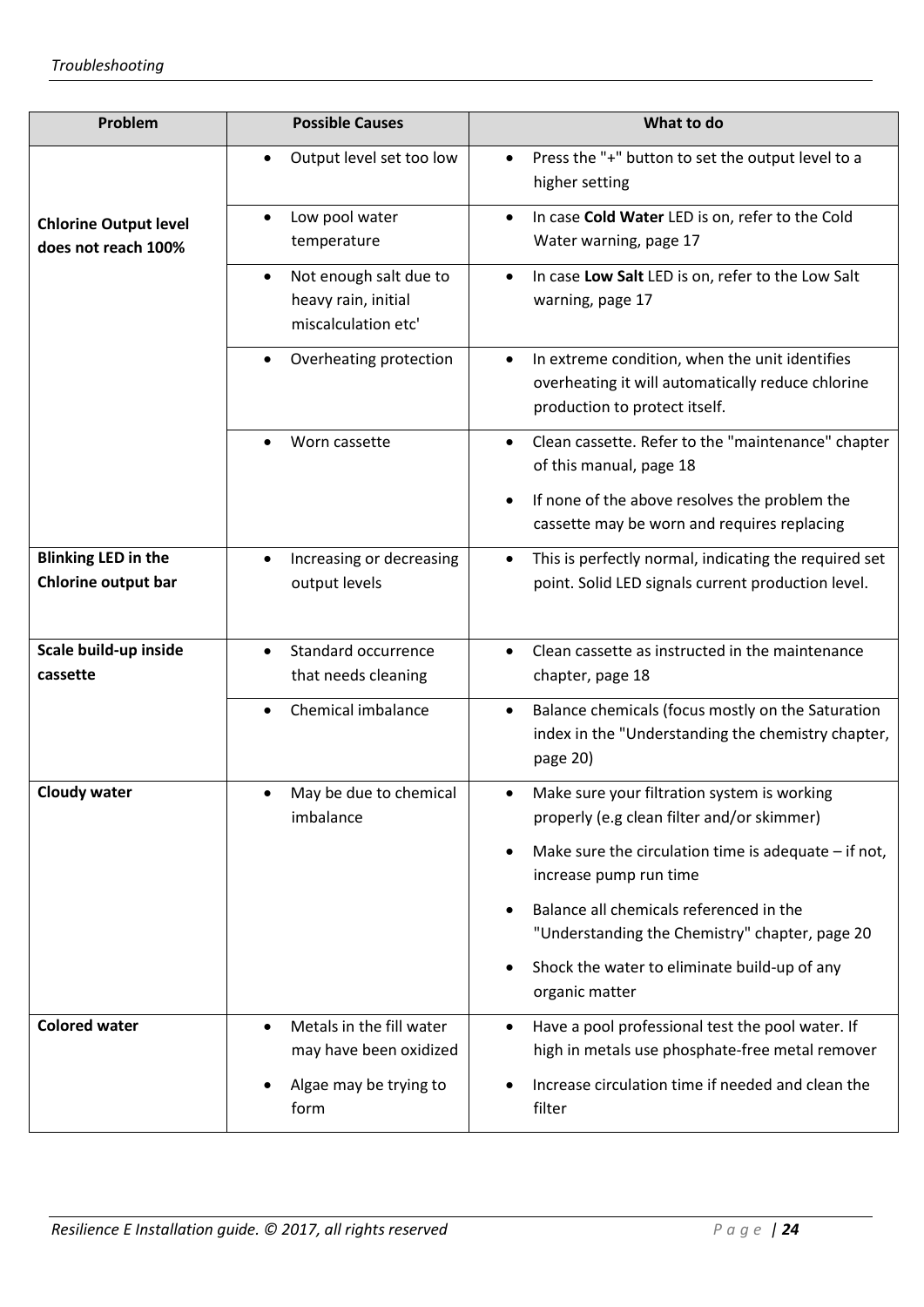| Problem | Possible Causes | What to do |
|---|---|---|
| **Chlorine Output level does not reach 100%** | • Output level set too low | • Press the "+" button to set the output level to a higher setting |
| | • Low pool water temperature | • In case **Cold Water** LED is on, refer to the Cold Water warning, page 17 |
| | • Not enough salt due to heavy rain, initial miscalculation etc' | • In case **Low Salt** LED is on, refer to the Low Salt warning, page 17 |
| | • Overheating protection | • In extreme condition, when the unit identifies overheating it will automatically reduce chlorine production to protect itself. |
| | • Worn cassette | • Clean cassette. Refer to the "maintenance" chapter of this manual, page 18<br>• If none of the above resolves the problem the cassette may be worn and requires replacing |
| **Blinking LED in the Chlorine output bar** | • Increasing or decreasing output levels | • This is perfectly normal, indicating the required set point. Solid LED signals current production level. |
| **Scale build-up inside cassette** | • Standard occurrence that needs cleaning | • Clean cassette as instructed in the maintenance chapter, page 18 |
| | • Chemical imbalance | • Balance chemicals (focus mostly on the Saturation index in the "Understanding the chemistry chapter, page 20) |
| **Cloudy water** | • May be due to chemical imbalance | • Make sure your filtration system is working properly (e.g clean filter and/or skimmer)<br>• Make sure the circulation time is adequate – if not, increase pump run time<br>• Balance all chemicals referenced in the "Understanding the Chemistry" chapter, page 20<br>• Shock the water to eliminate build-up of any organic matter |
| **Colored water** | • Metals in the fill water may have been oxidized<br>• Algae may be trying to form | • Have a pool professional test the pool water. If high in metals use phosphate-free metal remover<br>• Increase circulation time if needed and clean the filter |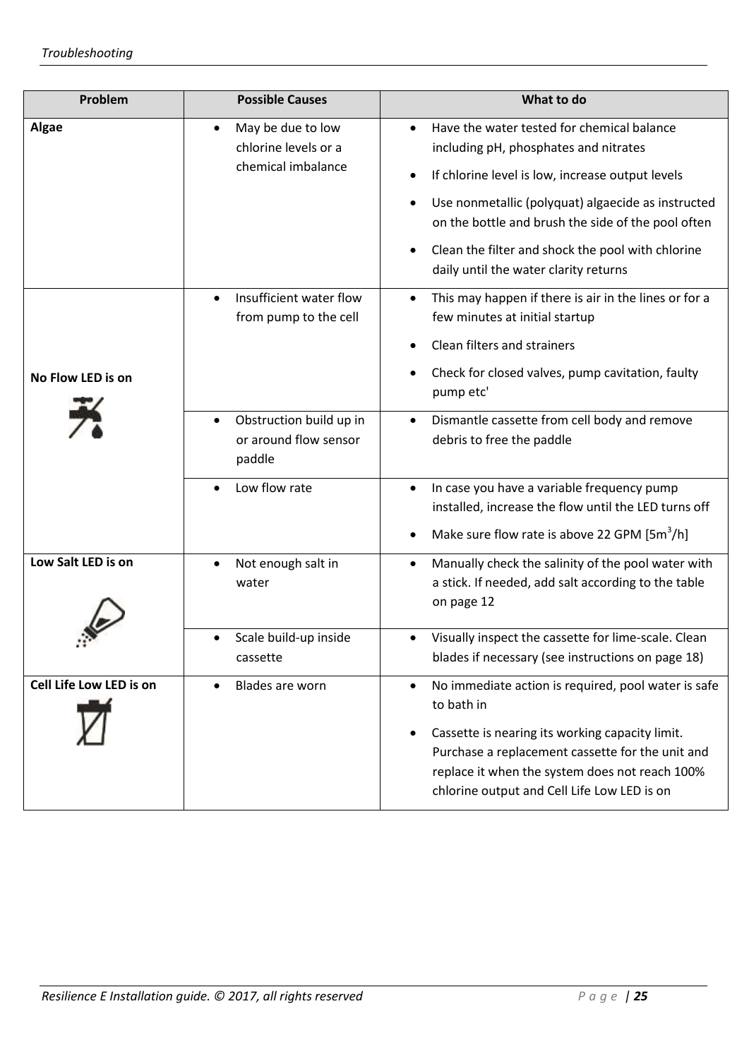| Problem | Possible Causes | What to do |
| --- | --- | --- |
| **Algae** | • May be due to low chlorine levels or a chemical imbalance | • Have the water tested for chemical balance including pH, phosphates and nitrates<br>• If chlorine level is low, increase output levels<br>• Use nonmetallic (polyquat) algaecide as instructed on the bottle and brush the side of the pool often<br>• Clean the filter and shock the pool with chlorine daily until the water clarity returns |
| **No Flow LED is on** | • Insufficient water flow from pump to the cell | • This may happen if there is air in the lines or for a few minutes at initial startup<br>• Clean filters and strainers<br>• Check for closed valves, pump cavitation, faulty pump etc' |
| | • Obstruction build up in or around flow sensor paddle | • Dismantle cassette from cell body and remove debris to free the paddle |
| | • Low flow rate | • In case you have a variable frequency pump installed, increase the flow until the LED turns off<br>• Make sure flow rate is above 22 GPM [$5m^3/h$] |
| **Low Salt LED is on** | • Not enough salt in water | • Manually check the salinity of the pool water with a stick. If needed, add salt according to the table on page 12 |
| | • Scale build-up inside cassette | • Visually inspect the cassette for lime-scale. Clean blades if necessary (see instructions on page 18) |
| **Cell Life Low LED is on** | • Blades are worn | • No immediate action is required, pool water is safe to bath in<br>• Cassette is nearing its working capacity limit. Purchase a replacement cassette for the unit and replace it when the system does not reach 100% chlorine output and Cell Life Low LED is on |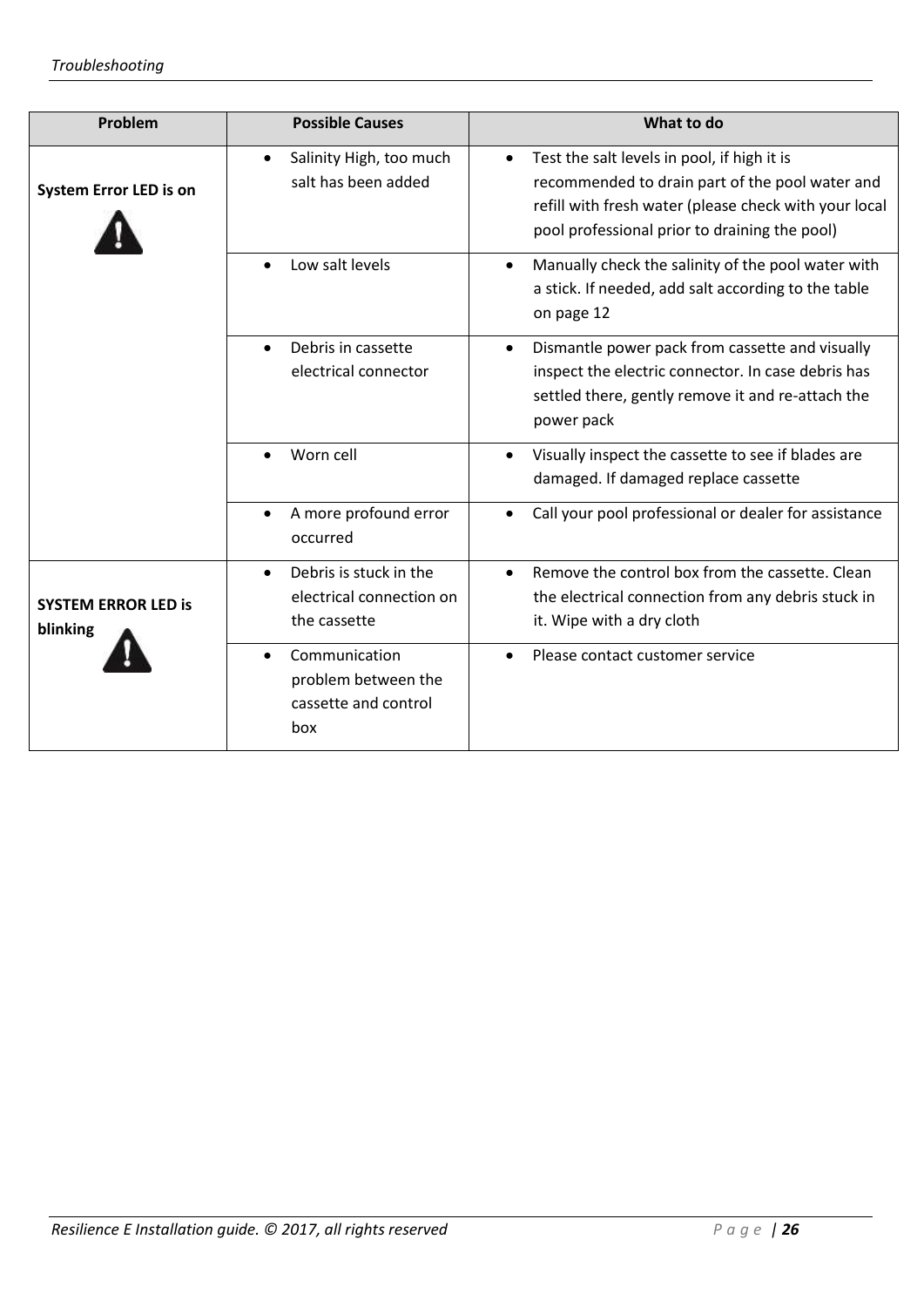| Problem | Possible Causes | What to do |
|---|---|---|
| **System Error LED is on** | • Salinity High, too much salt has been added | • Test the salt levels in pool, if high it is recommended to drain part of the pool water and refill with fresh water (please check with your local pool professional prior to draining the pool) |
| | • Low salt levels | • Manually check the salinity of the pool water with a stick. If needed, add salt according to the table on page 12 |
| | • Debris in cassette electrical connector | • Dismantle power pack from cassette and visually inspect the electric connector. In case debris has settled there, gently remove it and re-attach the power pack |
| | • Worn cell | • Visually inspect the cassette to see if blades are damaged. If damaged replace cassette |
| | • A more profound error occurred | • Call your pool professional or dealer for assistance |
| **SYSTEM ERROR LED is blinking** | • Debris is stuck in the electrical connection on the cassette | • Remove the control box from the cassette. Clean the electrical connection from any debris stuck in it. Wipe with a dry cloth |
| | • Communication problem between the cassette and control box | • Please contact customer service |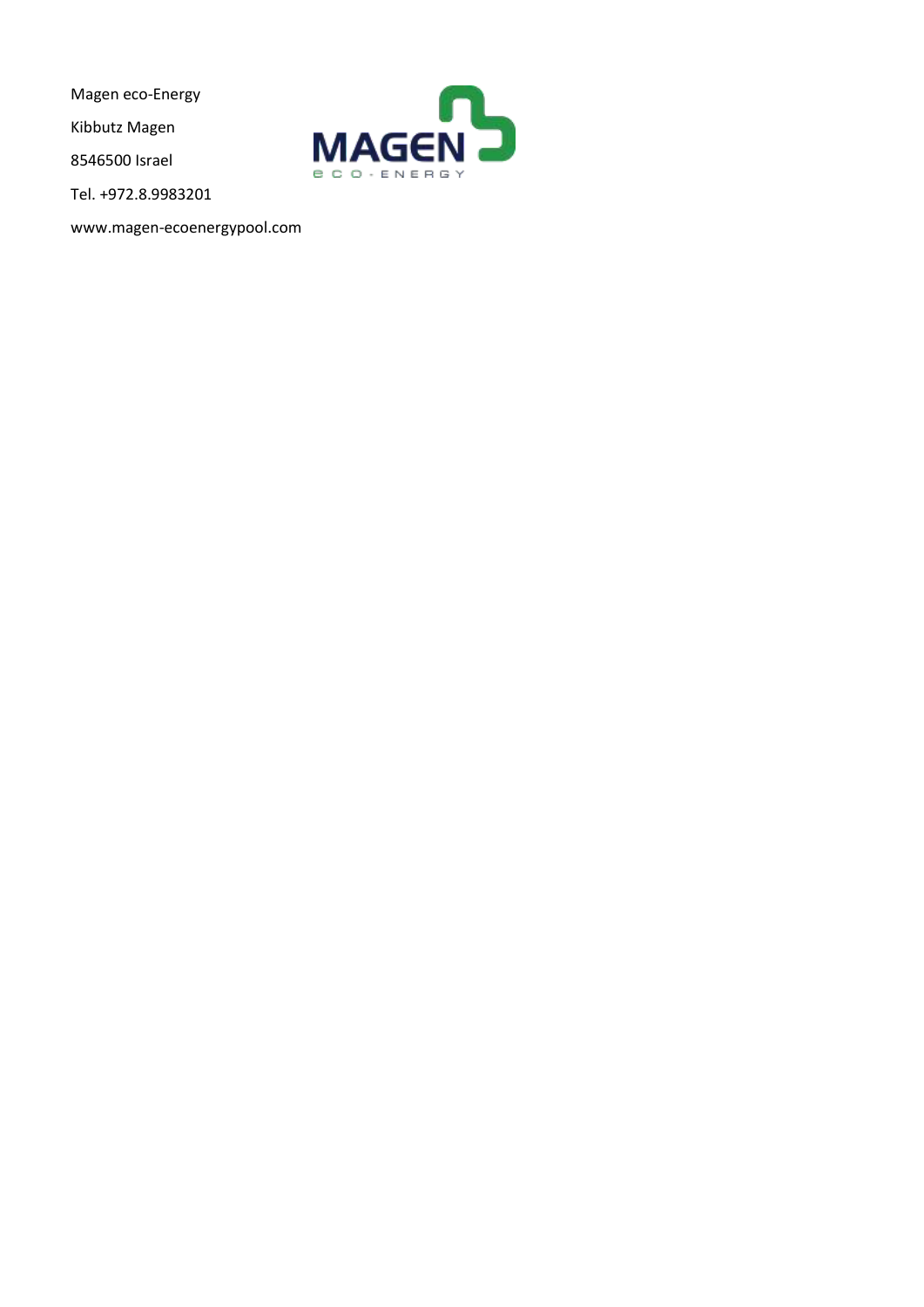Magen eco-Energy

Kibbutz Magen

8546500 Israel

Tel. +972.8.9983201

www.magen-ecoenergypool.com